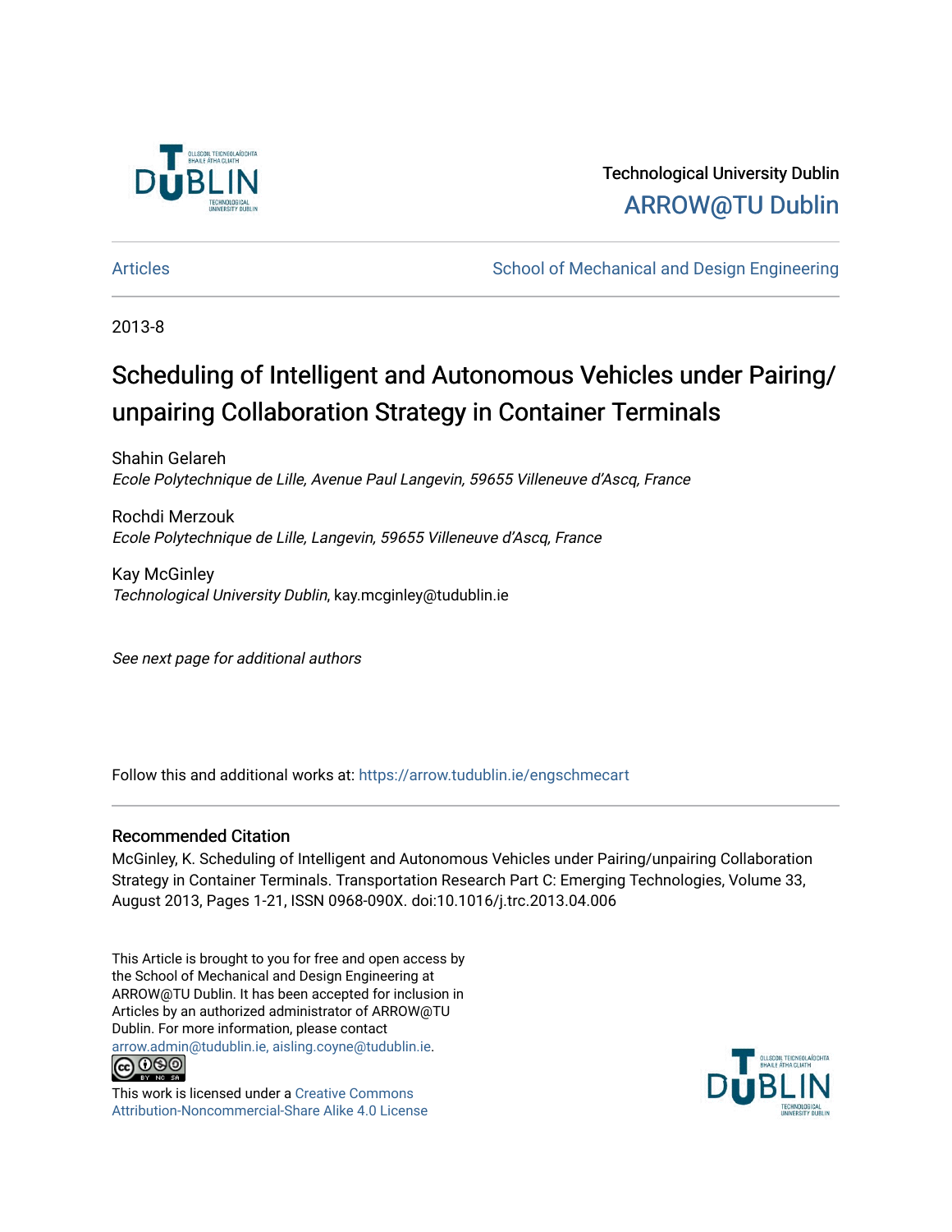Technological University Dublin

ARROW@TU Dublin

Articles | School of Mechanical and Design Engineering

2013-8

# Scheduling of Intelligent and Autonomous Vehicles under Pairing/unpairing Collaboration Strategy in Container Terminals

Shahin Gelareh
*Ecole Polytechnique de Lille, Avenue Paul Langevin, 59655 Villeneuve d'Ascq, France*

Rochdi Merzouk
*Ecole Polytechnique de Lille, Langevin, 59655 Villeneuve d'Ascq, France*

Kay McGinley
*Technological University Dublin*, kay.mcginley@tudublin.ie

*See next page for additional authors*

Follow this and additional works at: https://arrow.tudublin.ie/engschmecart

## Recommended Citation

McGinley, K. Scheduling of Intelligent and Autonomous Vehicles under Pairing/unpairing Collaboration Strategy in Container Terminals. Transportation Research Part C: Emerging Technologies, Volume 33, August 2013, Pages 1-21, ISSN 0968-090X. doi:10.1016/j.trc.2013.04.006

This Article is brought to you for free and open access by the School of Mechanical and Design Engineering at ARROW@TU Dublin. It has been accepted for inclusion in Articles by an authorized administrator of ARROW@TU Dublin. For more information, please contact arrow.admin@tudublin.ie, aisling.coyne@tudublin.ie.

This work is licensed under a Creative Commons Attribution-Noncommercial-Share Alike 4.0 License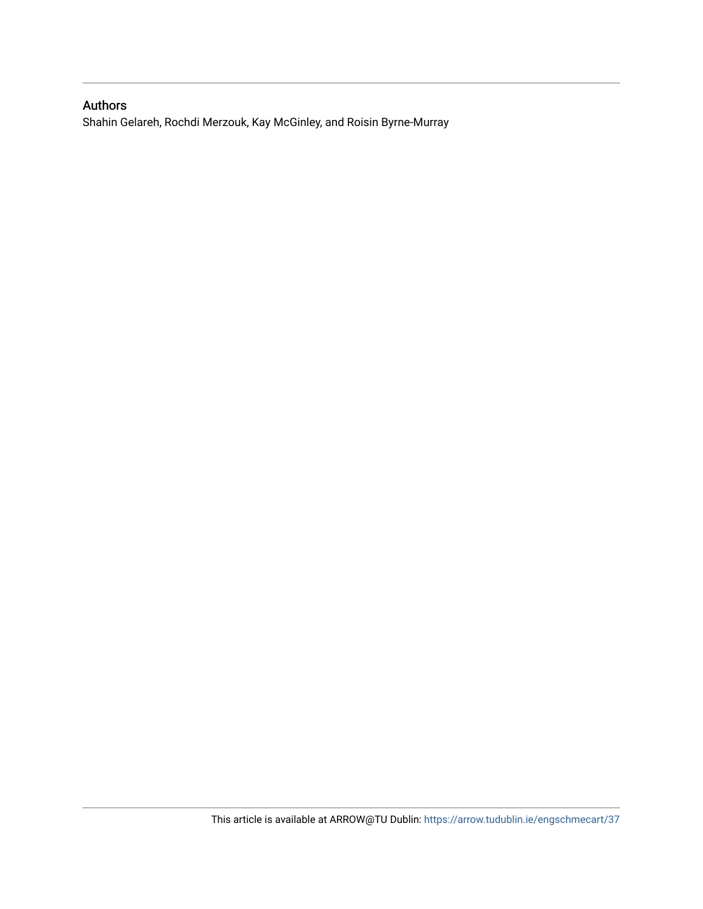## Authors

Shahin Gelareh, Rochdi Merzouk, Kay McGinley, and Roisin Byrne-Murray

This article is available at ARROW@TU Dublin: https://arrow.tudublin.ie/engschmecart/37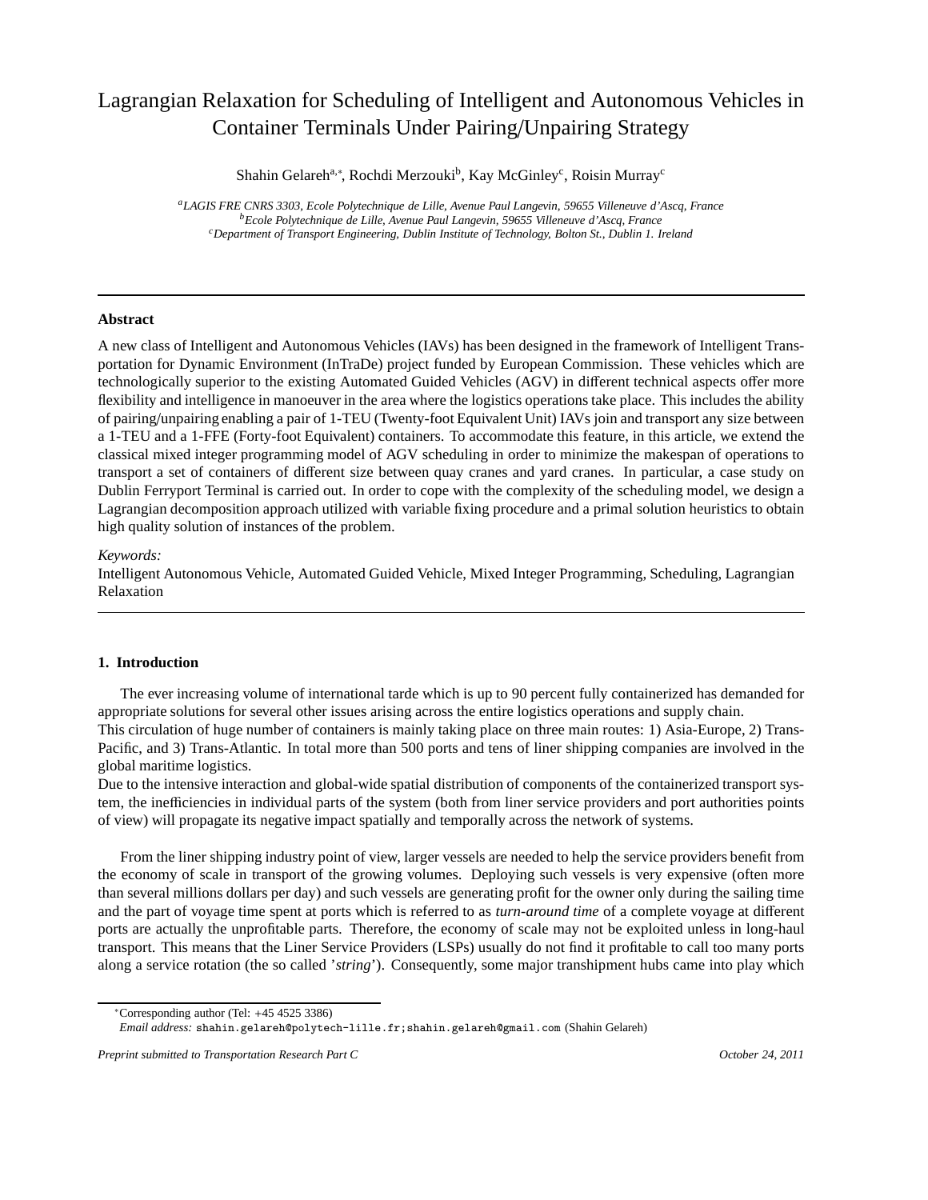# Lagrangian Relaxation for Scheduling of Intelligent and Autonomous Vehicles in Container Terminals Under Pairing/Unpairing Strategy

Shahin Gelareh[a,*], Rochdi Merzouki[b], Kay McGinley[c], Roisin Murray[c]

[a] *LAGIS FRE CNRS 3303, Ecole Polytechnique de Lille, Avenue Paul Langevin, 59655 Villeneuve d'Ascq, France*
[b] *Ecole Polytechnique de Lille, Avenue Paul Langevin, 59655 Villeneuve d'Ascq, France*
[c] *Department of Transport Engineering, Dublin Institute of Technology, Bolton St., Dublin 1. Ireland*

---

**Abstract**

A new class of Intelligent and Autonomous Vehicles (IAVs) has been designed in the framework of Intelligent Transportation for Dynamic Environment (InTraDe) project funded by European Commission. These vehicles which are technologically superior to the existing Automated Guided Vehicles (AGV) in different technical aspects offer more flexibility and intelligence in manoeuver in the area where the logistics operations take place. This includes the ability of pairing/unpairing enabling a pair of 1-TEU (Twenty-foot Equivalent Unit) IAVs join and transport any size between a 1-TEU and a 1-FFE (Forty-foot Equivalent) containers. To accommodate this feature, in this article, we extend the classical mixed integer programming model of AGV scheduling in order to minimize the makespan of operations to transport a set of containers of different size between quay cranes and yard cranes. In particular, a case study on Dublin Ferryport Terminal is carried out. In order to cope with the complexity of the scheduling model, we design a Lagrangian decomposition approach utilized with variable fixing procedure and a primal solution heuristics to obtain high quality solution of instances of the problem.

*Keywords:*
Intelligent Autonomous Vehicle, Automated Guided Vehicle, Mixed Integer Programming, Scheduling, Lagrangian Relaxation

---

## 1. Introduction

The ever increasing volume of international tarde which is up to 90 percent fully containerized has demanded for appropriate solutions for several other issues arising across the entire logistics operations and supply chain.
This circulation of huge number of containers is mainly taking place on three main routes: 1) Asia-Europe, 2) Trans-Pacific, and 3) Trans-Atlantic. In total more than 500 ports and tens of liner shipping companies are involved in the global maritime logistics.
Due to the intensive interaction and global-wide spatial distribution of components of the containerized transport system, the inefficiencies in individual parts of the system (both from liner service providers and port authorities points of view) will propagate its negative impact spatially and temporally across the network of systems.

From the liner shipping industry point of view, larger vessels are needed to help the service providers benefit from the economy of scale in transport of the growing volumes. Deploying such vessels is very expensive (often more than several millions dollars per day) and such vessels are generating profit for the owner only during the sailing time and the part of voyage time spent at ports which is referred to as *turn-around time* of a complete voyage at different ports are actually the unprofitable parts. Therefore, the economy of scale may not be exploited unless in long-haul transport. This means that the Liner Service Providers (LSPs) usually do not find it profitable to call too many ports along a service rotation (the so called '*string*'). Consequently, some major transhipment hubs came into play which

---

*Corresponding author (Tel: +45 4525 3386)
*Email address:* shahin.gelareh@polytech-lille.fr;shahin.gelareh@gmail.com (Shahin Gelareh)

*Preprint submitted to Transportation Research Part C* *October 24, 2011*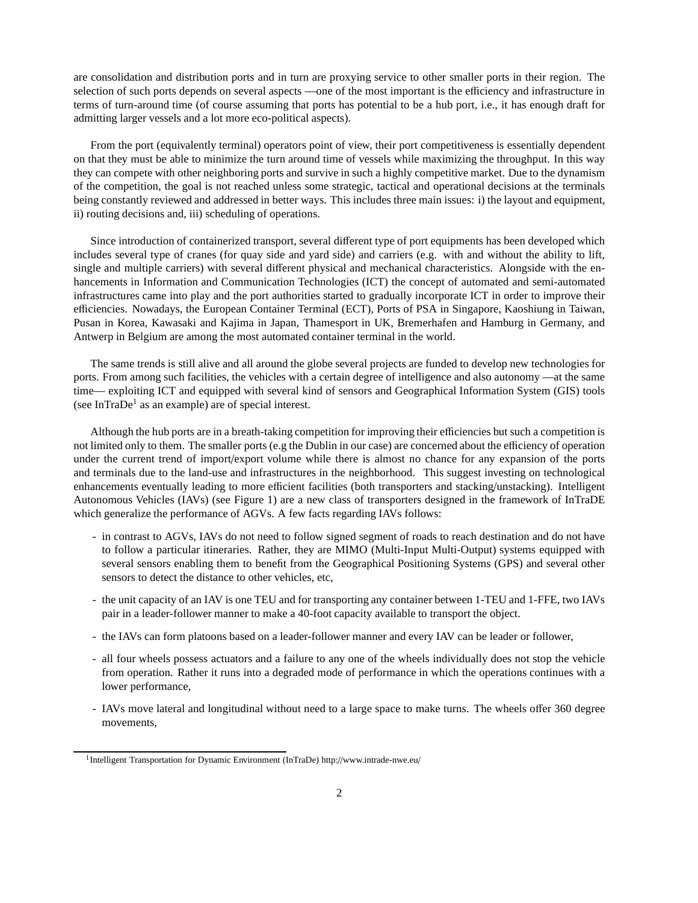are consolidation and distribution ports and in turn are proxying service to other smaller ports in their region. The selection of such ports depends on several aspects —one of the most important is the efficiency and infrastructure in terms of turn-around time (of course assuming that ports has potential to be a hub port, i.e., it has enough draft for admitting larger vessels and a lot more eco-political aspects).

From the port (equivalently terminal) operators point of view, their port competitiveness is essentially dependent on that they must be able to minimize the turn around time of vessels while maximizing the throughput. In this way they can compete with other neighboring ports and survive in such a highly competitive market. Due to the dynamism of the competition, the goal is not reached unless some strategic, tactical and operational decisions at the terminals being constantly reviewed and addressed in better ways. This includes three main issues: i) the layout and equipment, ii) routing decisions and, iii) scheduling of operations.

Since introduction of containerized transport, several different type of port equipments has been developed which includes several type of cranes (for quay side and yard side) and carriers (e.g. with and without the ability to lift, single and multiple carriers) with several different physical and mechanical characteristics. Alongside with the enhancements in Information and Communication Technologies (ICT) the concept of automated and semi-automated infrastructures came into play and the port authorities started to gradually incorporate ICT in order to improve their efficiencies. Nowadays, the European Container Terminal (ECT), Ports of PSA in Singapore, Kaoshiung in Taiwan, Pusan in Korea, Kawasaki and Kajima in Japan, Thamesport in UK, Bremerhafen and Hamburg in Germany, and Antwerp in Belgium are among the most automated container terminal in the world.

The same trends is still alive and all around the globe several projects are funded to develop new technologies for ports. From among such facilities, the vehicles with a certain degree of intelligence and also autonomy —at the same time— exploiting ICT and equipped with several kind of sensors and Geographical Information System (GIS) tools (see InTraDe[1] as an example) are of special interest.

Although the hub ports are in a breath-taking competition for improving their efficiencies but such a competition is not limited only to them. The smaller ports (e.g the Dublin in our case) are concerned about the efficiency of operation under the current trend of import/export volume while there is almost no chance for any expansion of the ports and terminals due to the land-use and infrastructures in the neighborhood. This suggest investing on technological enhancements eventually leading to more efficient facilities (both transporters and stacking/unstacking). Intelligent Autonomous Vehicles (IAVs) (see Figure 1) are a new class of transporters designed in the framework of InTraDE which generalize the performance of AGVs. A few facts regarding IAVs follows:

- in contrast to AGVs, IAVs do not need to follow signed segment of roads to reach destination and do not have to follow a particular itineraries. Rather, they are MIMO (Multi-Input Multi-Output) systems equipped with several sensors enabling them to benefit from the Geographical Positioning Systems (GPS) and several other sensors to detect the distance to other vehicles, etc,
- the unit capacity of an IAV is one TEU and for transporting any container between 1-TEU and 1-FFE, two IAVs pair in a leader-follower manner to make a 40-foot capacity available to transport the object.
- the IAVs can form platoons based on a leader-follower manner and every IAV can be leader or follower,
- all four wheels possess actuators and a failure to any one of the wheels individually does not stop the vehicle from operation. Rather it runs into a degraded mode of performance in which the operations continues with a lower performance,
- IAVs move lateral and longitudinal without need to a large space to make turns. The wheels offer 360 degree movements,

[1] Intelligent Transportation for Dynamic Environment (InTraDe) http://www.intrade-nwe.eu/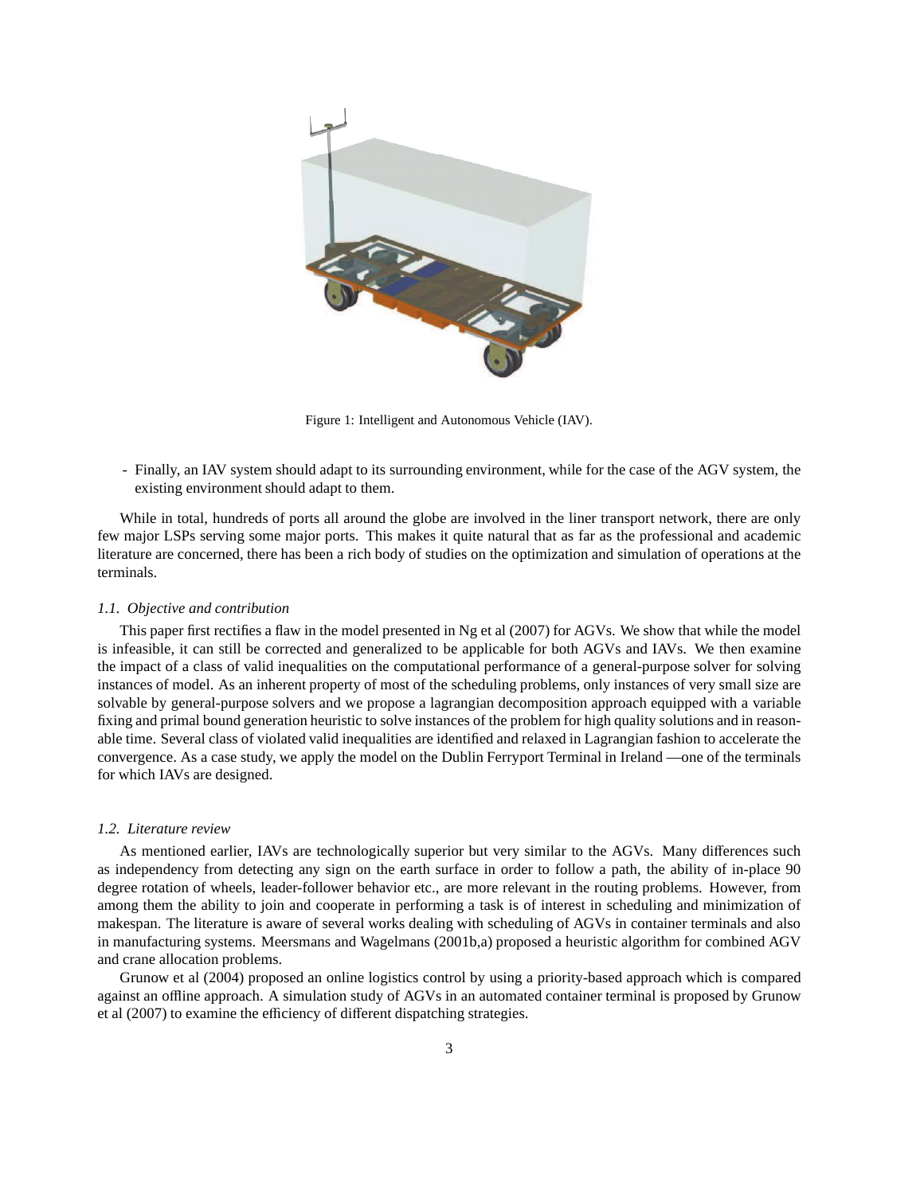Figure 1: Intelligent and Autonomous Vehicle (IAV).

- Finally, an IAV system should adapt to its surrounding environment, while for the case of the AGV system, the existing environment should adapt to them.

While in total, hundreds of ports all around the globe are involved in the liner transport network, there are only few major LSPs serving some major ports. This makes it quite natural that as far as the professional and academic literature are concerned, there has been a rich body of studies on the optimization and simulation of operations at the terminals.

### 1.1. Objective and contribution

This paper first rectifies a flaw in the model presented in Ng et al (2007) for AGVs. We show that while the model is infeasible, it can still be corrected and generalized to be applicable for both AGVs and IAVs. We then examine the impact of a class of valid inequalities on the computational performance of a general-purpose solver for solving instances of model. As an inherent property of most of the scheduling problems, only instances of very small size are solvable by general-purpose solvers and we propose a lagrangian decomposition approach equipped with a variable fixing and primal bound generation heuristic to solve instances of the problem for high quality solutions and in reasonable time. Several class of violated valid inequalities are identified and relaxed in Lagrangian fashion to accelerate the convergence. As a case study, we apply the model on the Dublin Ferryport Terminal in Ireland —one of the terminals for which IAVs are designed.

### 1.2. Literature review

As mentioned earlier, IAVs are technologically superior but very similar to the AGVs. Many differences such as independency from detecting any sign on the earth surface in order to follow a path, the ability of in-place 90 degree rotation of wheels, leader-follower behavior etc., are more relevant in the routing problems. However, from among them the ability to join and cooperate in performing a task is of interest in scheduling and minimization of makespan. The literature is aware of several works dealing with scheduling of AGVs in container terminals and also in manufacturing systems. Meersmans and Wagelmans (2001b,a) proposed a heuristic algorithm for combined AGV and crane allocation problems.

Grunow et al (2004) proposed an online logistics control by using a priority-based approach which is compared against an offline approach. A simulation study of AGVs in an automated container terminal is proposed by Grunow et al (2007) to examine the efficiency of different dispatching strategies.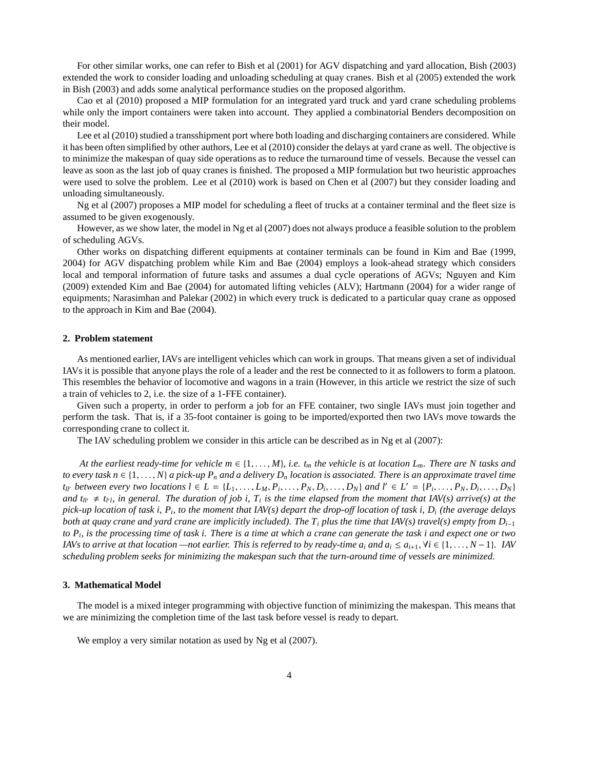For other similar works, one can refer to Bish et al (2001) for AGV dispatching and yard allocation, Bish (2003) extended the work to consider loading and unloading scheduling at quay cranes. Bish et al (2005) extended the work in Bish (2003) and adds some analytical performance studies on the proposed algorithm.

Cao et al (2010) proposed a MIP formulation for an integrated yard truck and yard crane scheduling problems while only the import containers were taken into account. They applied a combinatorial Benders decomposition on their model.

Lee et al (2010) studied a transshipment port where both loading and discharging containers are considered. While it has been often simplified by other authors, Lee et al (2010) consider the delays at yard crane as well. The objective is to minimize the makespan of quay side operations as to reduce the turnaround time of vessels. Because the vessel can leave as soon as the last job of quay cranes is finished. The proposed a MIP formulation but two heuristic approaches were used to solve the problem. Lee et al (2010) work is based on Chen et al (2007) but they consider loading and unloading simultaneously.

Ng et al (2007) proposes a MIP model for scheduling a fleet of trucks at a container terminal and the fleet size is assumed to be given exogenously.

However, as we show later, the model in Ng et al (2007) does not always produce a feasible solution to the problem of scheduling AGVs.

Other works on dispatching different equipments at container terminals can be found in Kim and Bae (1999, 2004) for AGV dispatching problem while Kim and Bae (2004) employs a look-ahead strategy which considers local and temporal information of future tasks and assumes a dual cycle operations of AGVs; Nguyen and Kim (2009) extended Kim and Bae (2004) for automated lifting vehicles (ALV); Hartmann (2004) for a wider range of equipments; Narasimhan and Palekar (2002) in which every truck is dedicated to a particular quay crane as opposed to the approach in Kim and Bae (2004).

## 2. Problem statement

As mentioned earlier, IAVs are intelligent vehicles which can work in groups. That means given a set of individual IAVs it is possible that anyone plays the role of a leader and the rest be connected to it as followers to form a platoon. This resembles the behavior of locomotive and wagons in a train (However, in this article we restrict the size of such a train of vehicles to 2, i.e. the size of a 1-FFE container).

Given such a property, in order to perform a job for an FFE container, two single IAVs must join together and perform the task. That is, if a 35-foot container is going to be imported/exported then two IAVs move towards the corresponding crane to collect it.

The IAV scheduling problem we consider in this article can be described as in Ng et al (2007):

*At the earliest ready-time for vehicle $m \in \{1, \ldots, M\}$, i.e. $t_m$ the vehicle is at location $L_m$. There are N tasks and to every task $n \in \{1, \ldots, N\}$ a pick-up $P_n$ and a delivery $D_n$ location is associated. There is an approximate travel time $t_{ll'}$ between every two locations $l \in L = \{L_1, \ldots, L_M, P_i, \ldots, P_N, D_i, \ldots, D_N\}$ and $l' \in L' = \{P_i, \ldots, P_N, D_i, \ldots, D_N\}$ and $t_{ll'} \neq t_{l'l}$, in general. The duration of job i, $T_i$ is the time elapsed from the moment that IAV(s) arrive(s) at the pick-up location of task i, $P_i$, to the moment that IAV(s) depart the drop-off location of task i, $D_i$ (the average delays both at quay crane and yard crane are implicitly included). The $T_i$ plus the time that IAV(s) travel(s) empty from $D_{i-1}$ to $P_i$, is the processing time of task i. There is a time at which a crane can generate the task i and expect one or two IAVs to arrive at that location —not earlier. This is referred to by ready-time $a_i$ and $a_i \leq a_{i+1}, \forall i \in \{1, \ldots, N-1\}$. IAV scheduling problem seeks for minimizing the makespan such that the turn-around time of vessels are minimized.*

## 3. Mathematical Model

The model is a mixed integer programming with objective function of minimizing the makespan. This means that we are minimizing the completion time of the last task before vessel is ready to depart.

We employ a very similar notation as used by Ng et al (2007).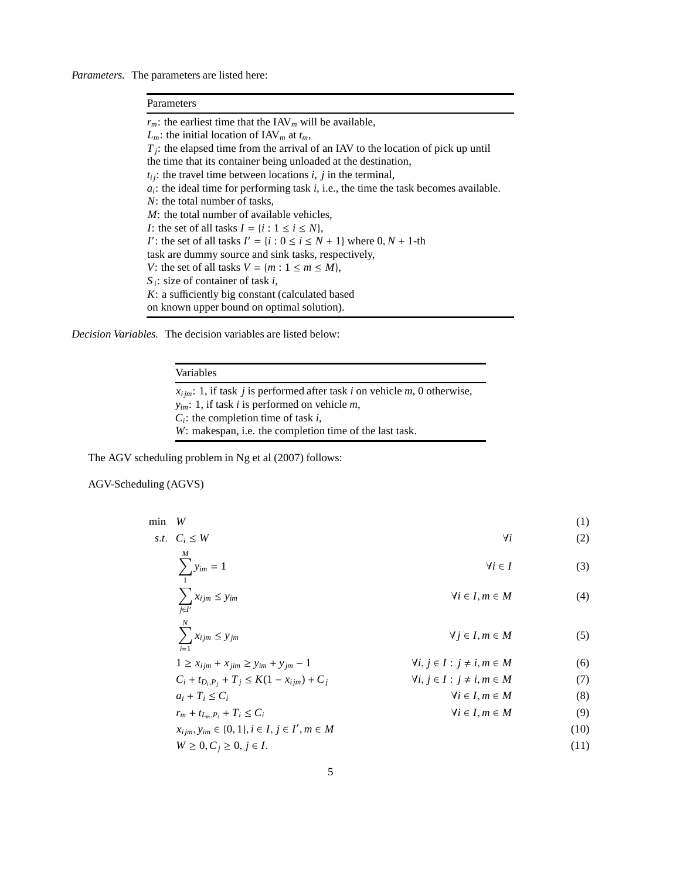*Parameters.* The parameters are listed here:

| Parameters |
|---|
| $r_m$: the earliest time that the IAV$_m$ will be available, |
| $L_m$: the initial location of IAV$_m$ at $t_m$, |
| $T_j$: the elapsed time from the arrival of an IAV to the location of pick up until the time that its container being unloaded at the destination, |
| $t_{ij}$: the travel time between locations $i$, $j$ in the terminal, |
| $a_i$: the ideal time for performing task $i$, i.e., the time the task becomes available. |
| $N$: the total number of tasks, |
| $M$: the total number of available vehicles, |
| $I$: the set of all tasks $I = \{i : 1 \leq i \leq N\}$, |
| $I'$: the set of all tasks $I' = \{i : 0 \leq i \leq N + 1\}$ where $0, N + 1$-th task are dummy source and sink tasks, respectively, |
| $V$: the set of all tasks $V = \{m : 1 \leq m \leq M\}$, |
| $S_i$: size of container of task $i$, |
| $K$: a sufficiently big constant (calculated based on known upper bound on optimal solution). |

*Decision Variables.* The decision variables are listed below:

| Variables |
|---|
| $x_{ijm}$: 1, if task $j$ is performed after task $i$ on vehicle $m$, 0 otherwise, |
| $y_{im}$: 1, if task $i$ is performed on vehicle $m$, |
| $C_i$: the completion time of task $i$, |
| $W$: makespan, i.e. the completion time of the last task. |

The AGV scheduling problem in Ng et al (2007) follows:

AGV-Scheduling (AGVS)

$$
\begin{aligned}
\min \quad & W && && (1)\\
s.t. \quad & C_i \leq W && \forall i && (2)\\
& \sum_{1}^{M} y_{im} = 1 && \forall i \in I && (3)\\
& \sum_{j \in I'} x_{ijm} \leq y_{im} && \forall i \in I, m \in M && (4)\\
& \sum_{i=1}^{N} x_{ijm} \leq y_{jm} && \forall j \in I, m \in M && (5)\\
& 1 \geq x_{ijm} + x_{jim} \geq y_{im} + y_{jm} - 1 && \forall i, j \in I : j \neq i, m \in M && (6)\\
& C_i + t_{D_i, P_j} + T_j \leq K(1 - x_{ijm}) + C_j && \forall i, j \in I : j \neq i, m \in M && (7)\\
& a_i + T_i \leq C_i && \forall i \in I, m \in M && (8)\\
& r_m + t_{L_m, P_i} + T_i \leq C_i && \forall i \in I, m \in M && (9)\\
& x_{ijm}, y_{im} \in \{0, 1\}, i \in I, j \in I', m \in M && && (10)\\
& W \geq 0, C_j \geq 0, j \in I. && && (11)
\end{aligned}
$$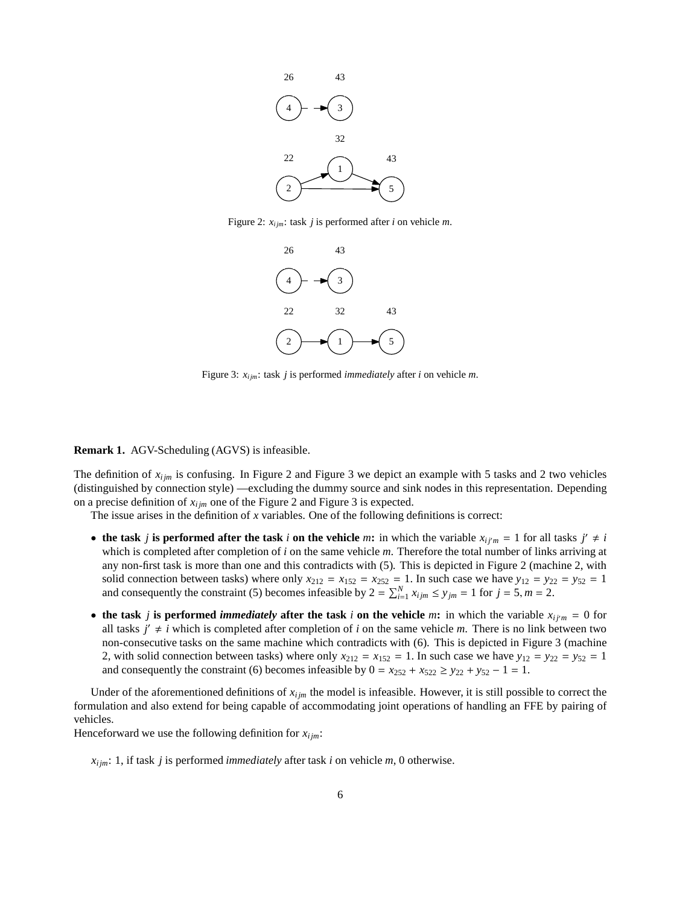Figure 2: $x_{ijm}$: task $j$ is performed after $i$ on vehicle $m$.

Figure 3: $x_{ijm}$: task $j$ is performed *immediately* after $i$ on vehicle $m$.

**Remark 1.** AGV-Scheduling (AGVS) is infeasible.

The definition of $x_{ijm}$ is confusing. In Figure 2 and Figure 3 we depict an example with 5 tasks and 2 two vehicles (distinguished by connection style) —excluding the dummy source and sink nodes in this representation. Depending on a precise definition of $x_{ijm}$ one of the Figure 2 and Figure 3 is expected.

The issue arises in the definition of $x$ variables. One of the following definitions is correct:

- **the task $j$ is performed after the task $i$ on the vehicle $m$:** in which the variable $x_{ij'm} = 1$ for all tasks $j' \neq i$ which is completed after completion of $i$ on the same vehicle $m$. Therefore the total number of links arriving at any non-first task is more than one and this contradicts with (5). This is depicted in Figure 2 (machine 2, with solid connection between tasks) where only $x_{212} = x_{152} = x_{252} = 1$. In such case we have $y_{12} = y_{22} = y_{52} = 1$ and consequently the constraint (5) becomes infeasible by $2 = \sum_{i=1}^{N} x_{ijm} \leq y_{jm} = 1$ for $j = 5, m = 2$.
- **the task $j$ is performed *immediately* after the task $i$ on the vehicle $m$:** in which the variable $x_{ij'm} = 0$ for all tasks $j' \neq i$ which is completed after completion of $i$ on the same vehicle $m$. There is no link between two non-consecutive tasks on the same machine which contradicts with (6). This is depicted in Figure 3 (machine 2, with solid connection between tasks) where only $x_{212} = x_{152} = 1$. In such case we have $y_{12} = y_{22} = y_{52} = 1$ and consequently the constraint (6) becomes infeasible by $0 = x_{252} + x_{522} \geq y_{22} + y_{52} - 1 = 1$.

Under of the aforementioned definitions of $x_{ijm}$ the model is infeasible. However, it is still possible to correct the formulation and also extend for being capable of accommodating joint operations of handling an FFE by pairing of vehicles.

Henceforward we use the following definition for $x_{ijm}$:

$x_{ijm}$: 1, if task $j$ is performed *immediately* after task $i$ on vehicle $m$, 0 otherwise.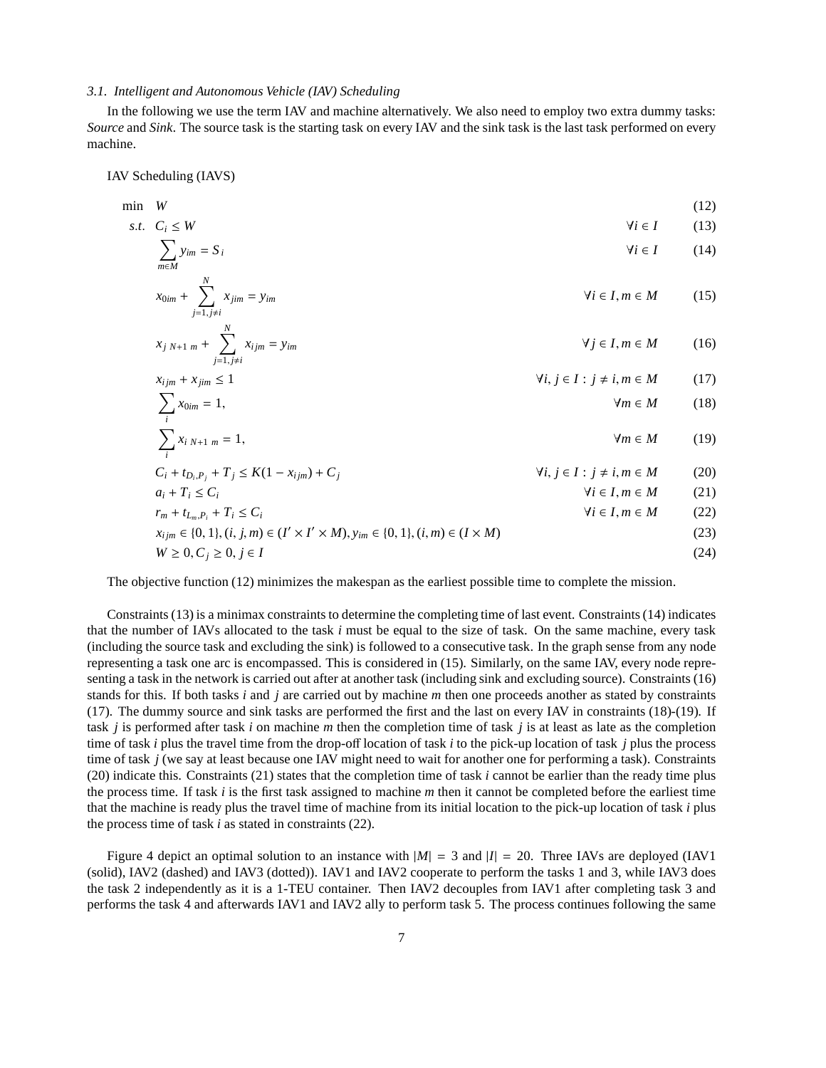### 3.1. Intelligent and Autonomous Vehicle (IAV) Scheduling

In the following we use the term IAV and machine alternatively. We also need to employ two extra dummy tasks: *Source* and *Sink*. The source task is the starting task on every IAV and the sink task is the last task performed on every machine.

IAV Scheduling (IAVS)

$$\min \quad W \tag{12}$$

$$s.t. \quad C_i \leq W \qquad \forall i \in I \tag{13}$$

$$\sum_{m \in M} y_{im} = S_i \qquad \forall i \in I \tag{14}$$

$$x_{0im} + \sum_{j=1, j \neq i}^{N} x_{jim} = y_{im} \qquad \forall i \in I, m \in M \tag{15}$$

$$x_{j\ N+1\ m} + \sum_{j=1, j \neq i}^{N} x_{ijm} = y_{im} \qquad \forall j \in I, m \in M \tag{16}$$

$$x_{ijm} + x_{jim} \leq 1 \qquad \forall i, j \in I : j \neq i, m \in M \tag{17}$$

$$\sum_{i} x_{0im} = 1, \qquad \forall m \in M \tag{18}$$

$$\sum_{i} x_{i\ N+1\ m} = 1, \qquad \forall m \in M \tag{19}$$

$$C_i + t_{D_i, P_j} + T_j \leq K(1 - x_{ijm}) + C_j \qquad \forall i, j \in I : j \neq i, m \in M \tag{20}$$

$$a_i + T_i \leq C_i \qquad \forall i \in I, m \in M \tag{21}$$

$$r_m + t_{L_m, P_i} + T_i \leq C_i \qquad \forall i \in I, m \in M \tag{22}$$

$$x_{ijm} \in \{0, 1\}, (i, j, m) \in (I' \times I' \times M), y_{im} \in \{0, 1\}, (i, m) \in (I \times M) \tag{23}$$

$$W \geq 0, C_j \geq 0, j \in I \tag{24}$$

The objective function (12) minimizes the makespan as the earliest possible time to complete the mission.

Constraints (13) is a minimax constraints to determine the completing time of last event. Constraints (14) indicates that the number of IAVs allocated to the task $i$ must be equal to the size of task. On the same machine, every task (including the source task and excluding the sink) is followed to a consecutive task. In the graph sense from any node representing a task one arc is encompassed. This is considered in (15). Similarly, on the same IAV, every node representing a task in the network is carried out after at another task (including sink and excluding source). Constraints (16) stands for this. If both tasks $i$ and $j$ are carried out by machine $m$ then one proceeds another as stated by constraints (17). The dummy source and sink tasks are performed the first and the last on every IAV in constraints (18)-(19). If task $j$ is performed after task $i$ on machine $m$ then the completion time of task $j$ is at least as late as the completion time of task $i$ plus the travel time from the drop-off location of task $i$ to the pick-up location of task $j$ plus the process time of task $j$ (we say at least because one IAV might need to wait for another one for performing a task). Constraints (20) indicate this. Constraints (21) states that the completion time of task $i$ cannot be earlier than the ready time plus the process time. If task $i$ is the first task assigned to machine $m$ then it cannot be completed before the earliest time that the machine is ready plus the travel time of machine from its initial location to the pick-up location of task $i$ plus the process time of task $i$ as stated in constraints (22).

Figure 4 depict an optimal solution to an instance with $|M| = 3$ and $|I| = 20$. Three IAVs are deployed (IAV1 (solid), IAV2 (dashed) and IAV3 (dotted)). IAV1 and IAV2 cooperate to perform the tasks 1 and 3, while IAV3 does the task 2 independently as it is a 1-TEU container. Then IAV2 decouples from IAV1 after completing task 3 and performs the task 4 and afterwards IAV1 and IAV2 ally to perform task 5. The process continues following the same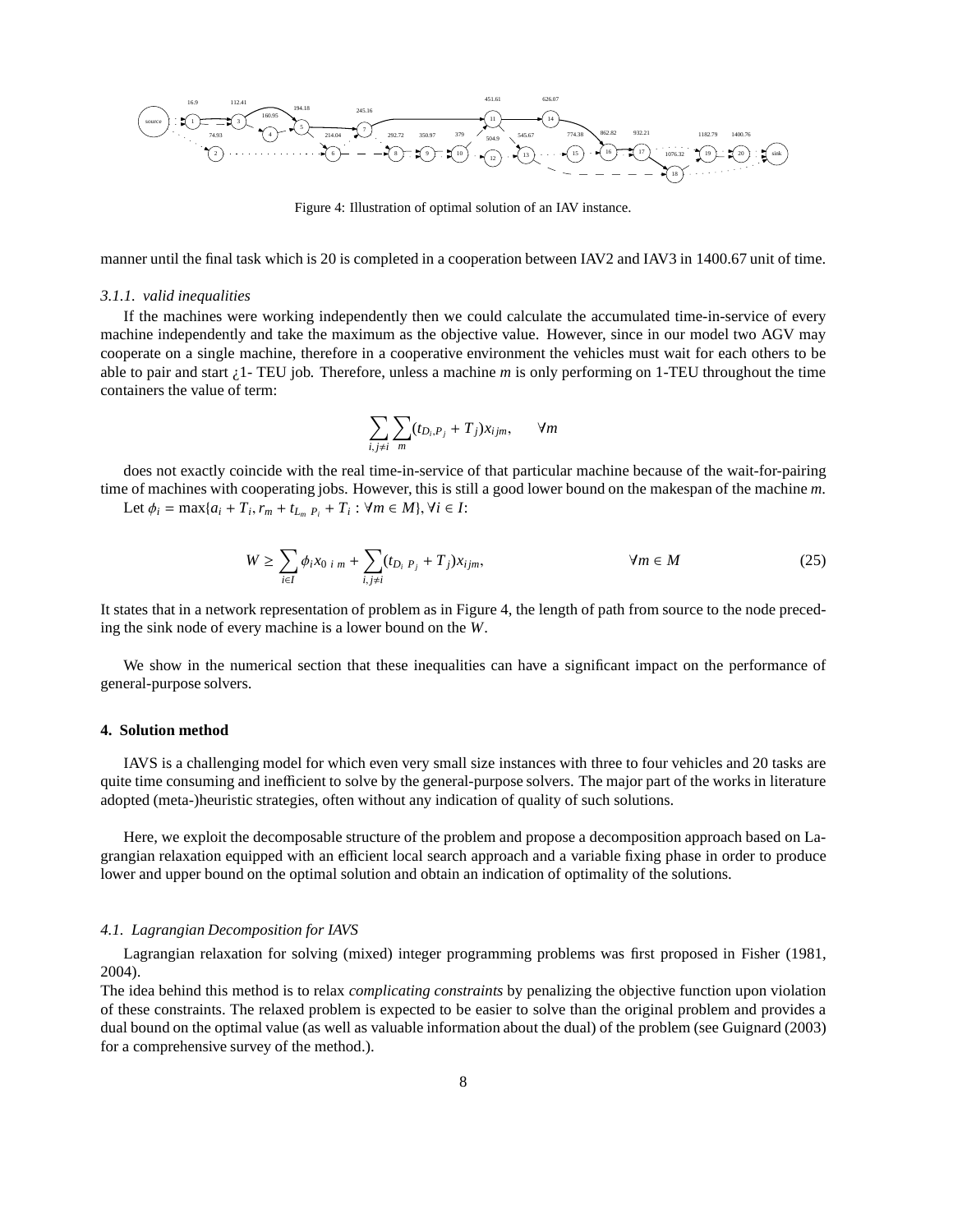Figure 4: Illustration of optimal solution of an IAV instance.

manner until the final task which is 20 is completed in a cooperation between IAV2 and IAV3 in 1400.67 unit of time.

### 3.1.1. valid inequalities

If the machines were working independently then we could calculate the accumulated time-in-service of every machine independently and take the maximum as the objective value. However, since in our model two AGV may cooperate on a single machine, therefore in a cooperative environment the vehicles must wait for each others to be able to pair and start ¿1- TEU job. Therefore, unless a machine $m$ is only performing on 1-TEU throughout the time containers the value of term:

$$\sum_{i,j\neq i}\sum_{m}(t_{D_i,P_j} + T_j)x_{ijm}, \qquad \forall m$$

does not exactly coincide with the real time-in-service of that particular machine because of the wait-for-pairing time of machines with cooperating jobs. However, this is still a good lower bound on the makespan of the machine $m$.

Let $\phi_i = \max\{a_i + T_i, r_m + t_{L_m\ P_i} + T_i : \forall m \in M\}, \forall i \in I$:

$$W \geq \sum_{i\in I}\phi_i x_{0\ i\ m} + \sum_{i,j\neq i}(t_{D_i\ P_j} + T_j)x_{ijm}, \qquad \forall m \in M \tag{25}$$

It states that in a network representation of problem as in Figure 4, the length of path from source to the node preceding the sink node of every machine is a lower bound on the $W$.

We show in the numerical section that these inequalities can have a significant impact on the performance of general-purpose solvers.

## 4. Solution method

IAVS is a challenging model for which even very small size instances with three to four vehicles and 20 tasks are quite time consuming and inefficient to solve by the general-purpose solvers. The major part of the works in literature adopted (meta-)heuristic strategies, often without any indication of quality of such solutions.

Here, we exploit the decomposable structure of the problem and propose a decomposition approach based on Lagrangian relaxation equipped with an efficient local search approach and a variable fixing phase in order to produce lower and upper bound on the optimal solution and obtain an indication of optimality of the solutions.

### 4.1. Lagrangian Decomposition for IAVS

Lagrangian relaxation for solving (mixed) integer programming problems was first proposed in Fisher (1981, 2004).

The idea behind this method is to relax *complicating constraints* by penalizing the objective function upon violation of these constraints. The relaxed problem is expected to be easier to solve than the original problem and provides a dual bound on the optimal value (as well as valuable information about the dual) of the problem (see Guignard (2003) for a comprehensive survey of the method.).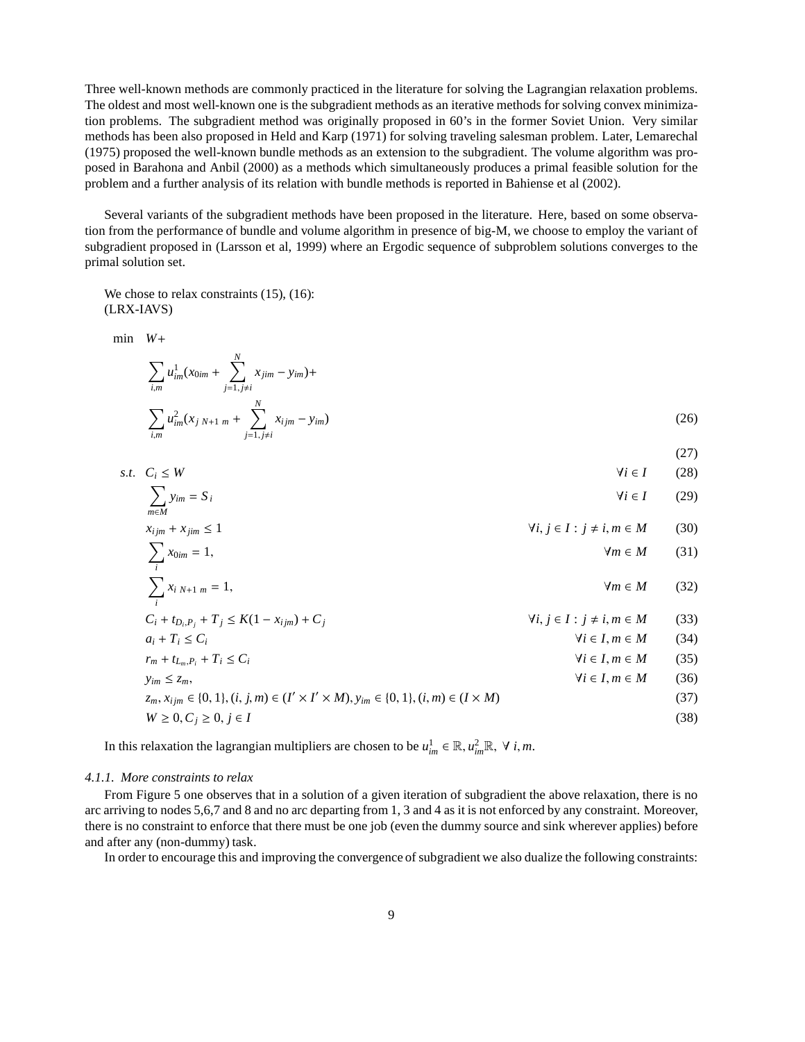Three well-known methods are commonly practiced in the literature for solving the Lagrangian relaxation problems. The oldest and most well-known one is the subgradient methods as an iterative methods for solving convex minimization problems. The subgradient method was originally proposed in 60's in the former Soviet Union. Very similar methods has been also proposed in Held and Karp (1971) for solving traveling salesman problem. Later, Lemarechal (1975) proposed the well-known bundle methods as an extension to the subgradient. The volume algorithm was proposed in Barahona and Anbil (2000) as a methods which simultaneously produces a primal feasible solution for the problem and a further analysis of its relation with bundle methods is reported in Bahiense et al (2002).

Several variants of the subgradient methods have been proposed in the literature. Here, based on some observation from the performance of bundle and volume algorithm in presence of big-M, we choose to employ the variant of subgradient proposed in (Larsson et al, 1999) where an Ergodic sequence of subproblem solutions converges to the primal solution set.

We chose to relax constraints (15), (16):
(LRX-IAVS)

$$
\begin{aligned}
\min \quad & W + \\
& \sum_{i,m} u^1_{im}\Big(x_{0im} + \sum_{j=1, j\neq i}^{N} x_{jim} - y_{im}\Big) + \\
& \sum_{i,m} u^2_{im}\Big(x_{j\ N+1\ m} + \sum_{j=1, j\neq i}^{N} x_{ijm} - y_{im}\Big) && (26) \\
& && (27) \\
s.t. \quad & C_i \leq W && \forall i \in I \quad (28) \\
& \sum_{m \in M} y_{im} = S_i && \forall i \in I \quad (29) \\
& x_{ijm} + x_{jim} \leq 1 && \forall i, j \in I : j \neq i, m \in M \quad (30) \\
& \sum_i x_{0im} = 1, && \forall m \in M \quad (31) \\
& \sum_i x_{i\ N+1\ m} = 1, && \forall m \in M \quad (32) \\
& C_i + t_{D_i,P_j} + T_j \leq K(1 - x_{ijm}) + C_j && \forall i, j \in I : j \neq i, m \in M \quad (33) \\
& a_i + T_i \leq C_i && \forall i \in I, m \in M \quad (34) \\
& r_m + t_{L_m,P_i} + T_i \leq C_i && \forall i \in I, m \in M \quad (35) \\
& y_{im} \leq z_m, && \forall i \in I, m \in M \quad (36) \\
& z_m, x_{ijm} \in \{0,1\}, (i,j,m) \in (I' \times I' \times M), y_{im} \in \{0,1\}, (i,m) \in (I \times M) && (37) \\
& W \geq 0, C_j \geq 0, j \in I && (38)
\end{aligned}
$$

In this relaxation the lagrangian multipliers are chosen to be $u^1_{im} \in \mathbb{R}, u^2_{im}\mathbb{R},\ \forall\ i, m$.

#### *4.1.1. More constraints to relax*

From Figure 5 one observes that in a solution of a given iteration of subgradient the above relaxation, there is no arc arriving to nodes 5,6,7 and 8 and no arc departing from 1, 3 and 4 as it is not enforced by any constraint. Moreover, there is no constraint to enforce that there must be one job (even the dummy source and sink wherever applies) before and after any (non-dummy) task.

In order to encourage this and improving the convergence of subgradient we also dualize the following constraints: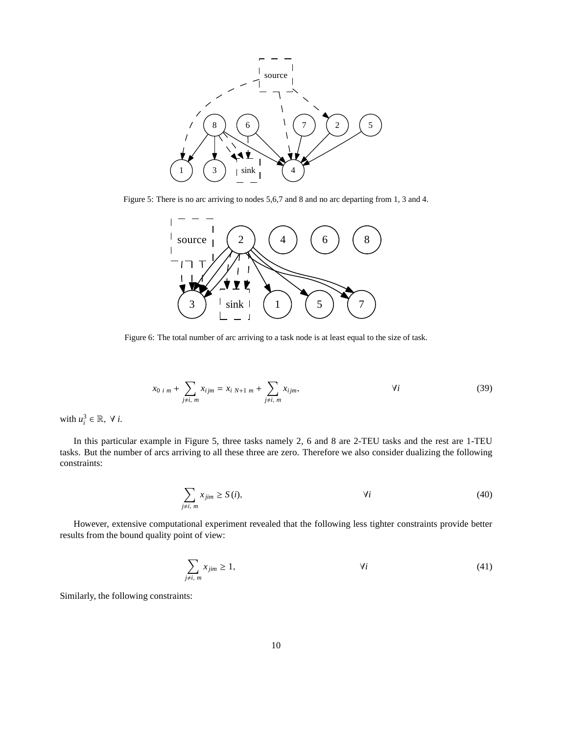Figure 5: There is no arc arriving to nodes 5,6,7 and 8 and no arc departing from 1, 3 and 4.

Figure 6: The total number of arc arriving to a task node is at least equal to the size of task.

$$x_{0\ i\ m} + \sum_{j \neq i,\ m} x_{ijm} = x_{i\ N+1\ m} + \sum_{j \neq i,\ m} x_{ijm}, \qquad \forall i \tag{39}$$

with $u_i^3 \in \mathbb{R},\ \forall\ i$.

In this particular example in Figure 5, three tasks namely 2, 6 and 8 are 2-TEU tasks and the rest are 1-TEU tasks. But the number of arcs arriving to all these three are zero. Therefore we also consider dualizing the following constraints:

$$\sum_{j \neq i,\ m} x_{jim} \geq S(i), \qquad \forall i \tag{40}$$

However, extensive computational experiment revealed that the following less tighter constraints provide better results from the bound quality point of view:

$$\sum_{j \neq i,\ m} x_{jim} \geq 1, \qquad \forall i \tag{41}$$

Similarly, the following constraints: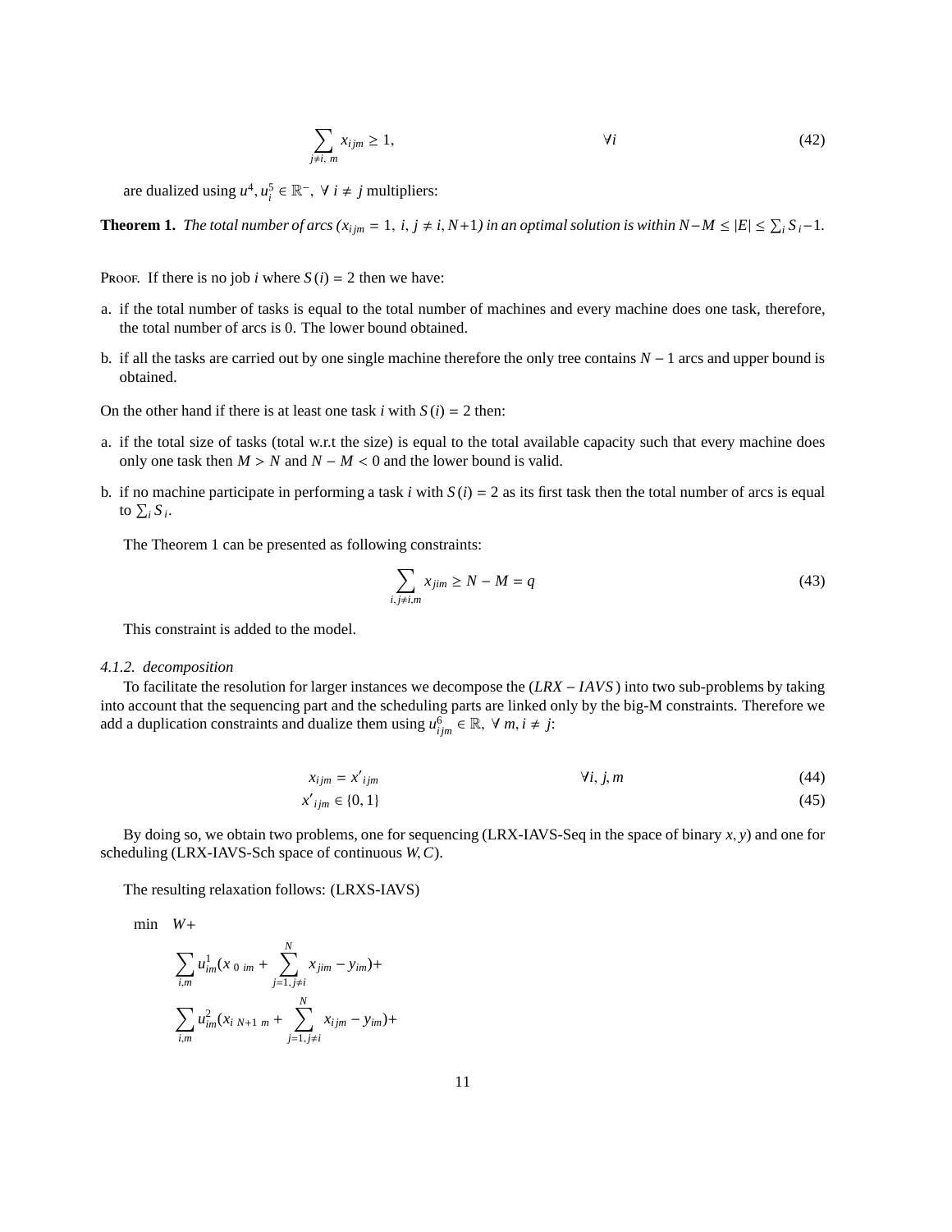$$\sum_{j \neq i,\ m} x_{ijm} \geq 1, \qquad \forall i \tag{42}$$

are dualized using $u^4, u_i^5 \in \mathbb{R}^-,\ \forall\ i \neq j$ multipliers:

**Theorem 1.** *The total number of arcs ($x_{ijm} = 1,\ i, j \neq i, N{+}1$) in an optimal solution is within $N - M \leq |E| \leq \sum_i S_i - 1$.*

Proof. If there is no job $i$ where $S(i) = 2$ then we have:

a. if the total number of tasks is equal to the total number of machines and every machine does one task, therefore, the total number of arcs is 0. The lower bound obtained.

b. if all the tasks are carried out by one single machine therefore the only tree contains $N - 1$ arcs and upper bound is obtained.

On the other hand if there is at least one task $i$ with $S(i) = 2$ then:

a. if the total size of tasks (total w.r.t the size) is equal to the total available capacity such that every machine does only one task then $M > N$ and $N - M < 0$ and the lower bound is valid.

b. if no machine participate in performing a task $i$ with $S(i) = 2$ as its first task then the total number of arcs is equal to $\sum_i S_i$.

The Theorem 1 can be presented as following constraints:

$$\sum_{i, j \neq i, m} x_{jim} \geq N - M = q \tag{43}$$

This constraint is added to the model.

*4.1.2. decomposition*

To facilitate the resolution for larger instances we decompose the $(LRX - IAVS)$ into two sub-problems by taking into account that the sequencing part and the scheduling parts are linked only by the big-M constraints. Therefore we add a duplication constraints and dualize them using $u_{ijm}^6 \in \mathbb{R},\ \forall\ m, i \neq j$:

$$x_{ijm} = x'_{ijm} \qquad \forall i, j, m \tag{44}$$

$$x'_{ijm} \in \{0, 1\} \tag{45}$$

By doing so, we obtain two problems, one for sequencing (LRX-IAVS-Seq in the space of binary $x, y$) and one for scheduling (LRX-IAVS-Sch space of continuous $W, C$).

The resulting relaxation follows: (LRXS-IAVS)

$$\begin{aligned}
\min \quad & W + \\
& \sum_{i,m} u_{im}^1 (x_{0\ im} + \sum_{j=1, j \neq i}^{N} x_{jim} - y_{im}) + \\
& \sum_{i,m} u_{im}^2 (x_{i\ N+1\ m} + \sum_{j=1, j \neq i}^{N} x_{ijm} - y_{im}) +
\end{aligned}$$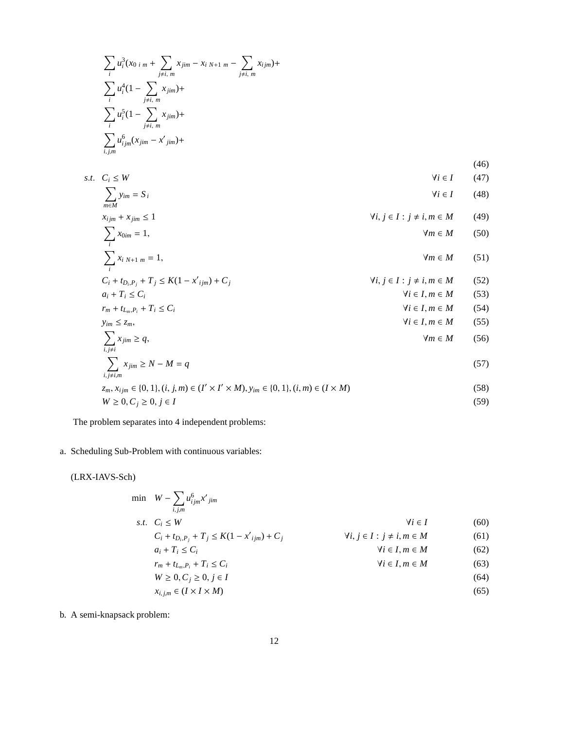$$
\begin{aligned}
&\sum_i u_i^3 (x_{0\ i\ m} + \sum_{j \neq i,\ m} x_{jim} - x_{i\ N+1\ m} - \sum_{j \neq i,\ m} x_{ijm}) + \\
&\sum_i u_i^4 (1 - \sum_{j \neq i,\ m} x_{jim}) + \\
&\sum_i u_i^5 (1 - \sum_{j \neq i,\ m} x_{jim}) + \\
&\sum_{i,j,m} u_{ijm}^6 (x_{jim} - x'_{jim}) +
\end{aligned} \tag{46}
$$

$$
\begin{aligned}
s.t.\quad & C_i \leq W && \forall i \in I && (47)\\
& \sum_{m \in M} y_{im} = S_i && \forall i \in I && (48)\\
& x_{ijm} + x_{jim} \leq 1 && \forall i, j \in I : j \neq i, m \in M && (49)\\
& \sum_i x_{0im} = 1, && \forall m \in M && (50)\\
& \sum_i x_{i\ N+1\ m} = 1, && \forall m \in M && (51)\\
& C_i + t_{D_i, P_j} + T_j \leq K(1 - x'_{ijm}) + C_j && \forall i, j \in I : j \neq i, m \in M && (52)\\
& a_i + T_i \leq C_i && \forall i \in I, m \in M && (53)\\
& r_m + t_{L_m, P_i} + T_i \leq C_i && \forall i \in I, m \in M && (54)\\
& y_{im} \leq z_m, && \forall i \in I, m \in M && (55)\\
& \sum_{i, j \neq i} x_{jim} \geq q, && \forall m \in M && (56)\\
& \sum_{i, j \neq i, m} x_{jim} \geq N - M = q && && (57)\\
& z_m, x_{ijm} \in \{0,1\}, (i, j, m) \in (I' \times I' \times M), y_{im} \in \{0,1\}, (i, m) \in (I \times M) && && (58)\\
& W \geq 0, C_j \geq 0, j \in I && && (59)
\end{aligned}
$$

The problem separates into 4 independent problems:

a. Scheduling Sub-Problem with continuous variables:

(LRX-IAVS-Sch)

$$
\begin{aligned}
\min\quad & W - \sum_{i,j,m} u_{ijm}^6 x'_{jim} \\
s.t.\quad & C_i \leq W && \forall i \in I && (60)\\
& C_i + t_{D_i, P_j} + T_j \leq K(1 - x'_{ijm}) + C_j && \forall i, j \in I : j \neq i, m \in M && (61)\\
& a_i + T_i \leq C_i && \forall i \in I, m \in M && (62)\\
& r_m + t_{L_m, P_i} + T_i \leq C_i && \forall i \in I, m \in M && (63)\\
& W \geq 0, C_j \geq 0, j \in I && && (64)\\
& x_{i,j,m} \in (I \times I \times M) && && (65)
\end{aligned}
$$

b. A semi-knapsack problem: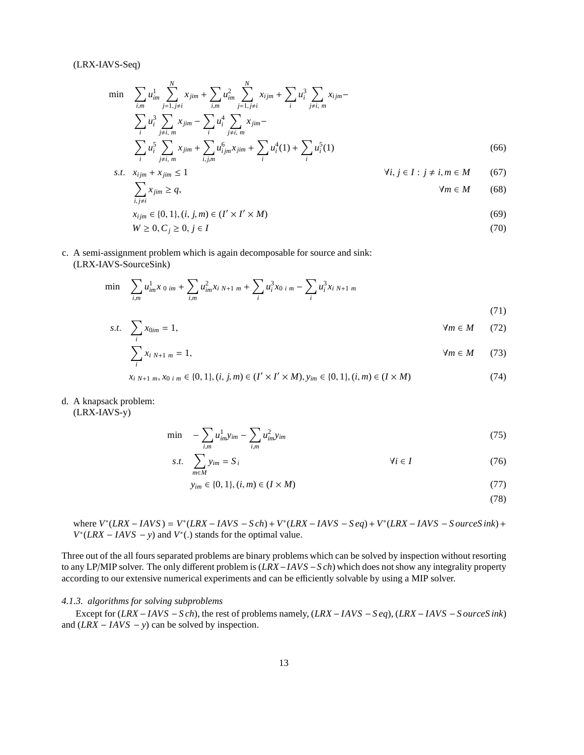(LRX-IAVS-Seq)

$$
\begin{aligned}
\min \quad & \sum_{i,m} u^1_{im} \sum_{j=1, j\neq i}^{N} x_{jim} + \sum_{i,m} u^2_{im} \sum_{j=1, j\neq i}^{N} x_{ijm} + \sum_{i} u^3_{i} \sum_{j\neq i,\ m} x_{ijm} - \\
& \sum_{i} u^3_{i} \sum_{j\neq i,\ m} x_{jim} - \sum_{i} u^4_{i} \sum_{j\neq i,\ m} x_{jim} - \\
& \sum_{i} u^5_{i} \sum_{j\neq i,\ m} x_{jim} + \sum_{i,j,m} u^6_{ijm} x_{jim} + \sum_{i} u^4_{i}(1) + \sum_{i} u^5_{i}(1) && (66) \\
s.t. \quad & x_{ijm} + x_{jim} \leq 1 && \forall i, j \in I : j \neq i, m \in M \quad (67) \\
& \sum_{i, j\neq i} x_{jim} \geq q, && \forall m \in M \quad (68) \\
& x_{ijm} \in \{0,1\}, (i, j, m) \in (I' \times I' \times M) && (69) \\
& W \geq 0, C_j \geq 0, j \in I && (70)
\end{aligned}
$$

c. A semi-assignment problem which is again decomposable for source and sink:
(LRX-IAVS-SourceSink)

$$
\begin{aligned}
\min \quad & \sum_{i,m} u^1_{im} x_{\ 0\ im} + \sum_{i,m} u^2_{im} x_{i\ N+1\ m} + \sum_{i} u^3_{i} x_{0\ i\ m} - \sum_{i} u^3_{i} x_{i\ N+1\ m} && (71) \\
s.t. \quad & \sum_{i} x_{0im} = 1, && \forall m \in M \quad (72) \\
& \sum_{i} x_{i\ N+1\ m} = 1, && \forall m \in M \quad (73) \\
& x_{i\ N+1\ m}, x_{0\ i\ m} \in \{0,1\}, (i, j, m) \in (I' \times I' \times M), y_{im} \in \{0,1\}, (i, m) \in (I \times M) && (74)
\end{aligned}
$$

d. A knapsack problem:
(LRX-IAVS-y)

$$
\begin{aligned}
\min \quad & -\sum_{i,m} u^1_{im} y_{im} - \sum_{i,m} u^2_{im} y_{im} && (75) \\
s.t. \quad & \sum_{m\in M} y_{im} = S_i && \forall i \in I \quad (76) \\
& y_{im} \in \{0,1\}, (i, m) \in (I \times M) && (77) \\
& && (78)
\end{aligned}
$$

where $V^*(LRX - IAVS) = V^*(LRX - IAVS - Sch) + V^*(LRX - IAVS - Seq) + V^*(LRX - IAVS - SourceSink) + V^*(LRX - IAVS - y)$ and $V^*(.)$ stands for the optimal value.

Three out of the all fours separated problems are binary problems which can be solved by inspection without resorting to any LP/MIP solver. The only different problem is $(LRX - IAVS - Sch)$ which does not show any integrality property according to our extensive numerical experiments and can be efficiently solvable by using a MIP solver.

#### *4.1.3. algorithms for solving subproblems*

Except for $(LRX - IAVS - Sch)$, the rest of problems namely, $(LRX - IAVS - Seq)$, $(LRX - IAVS - SourceSink)$ and $(LRX - IAVS - y)$ can be solved by inspection.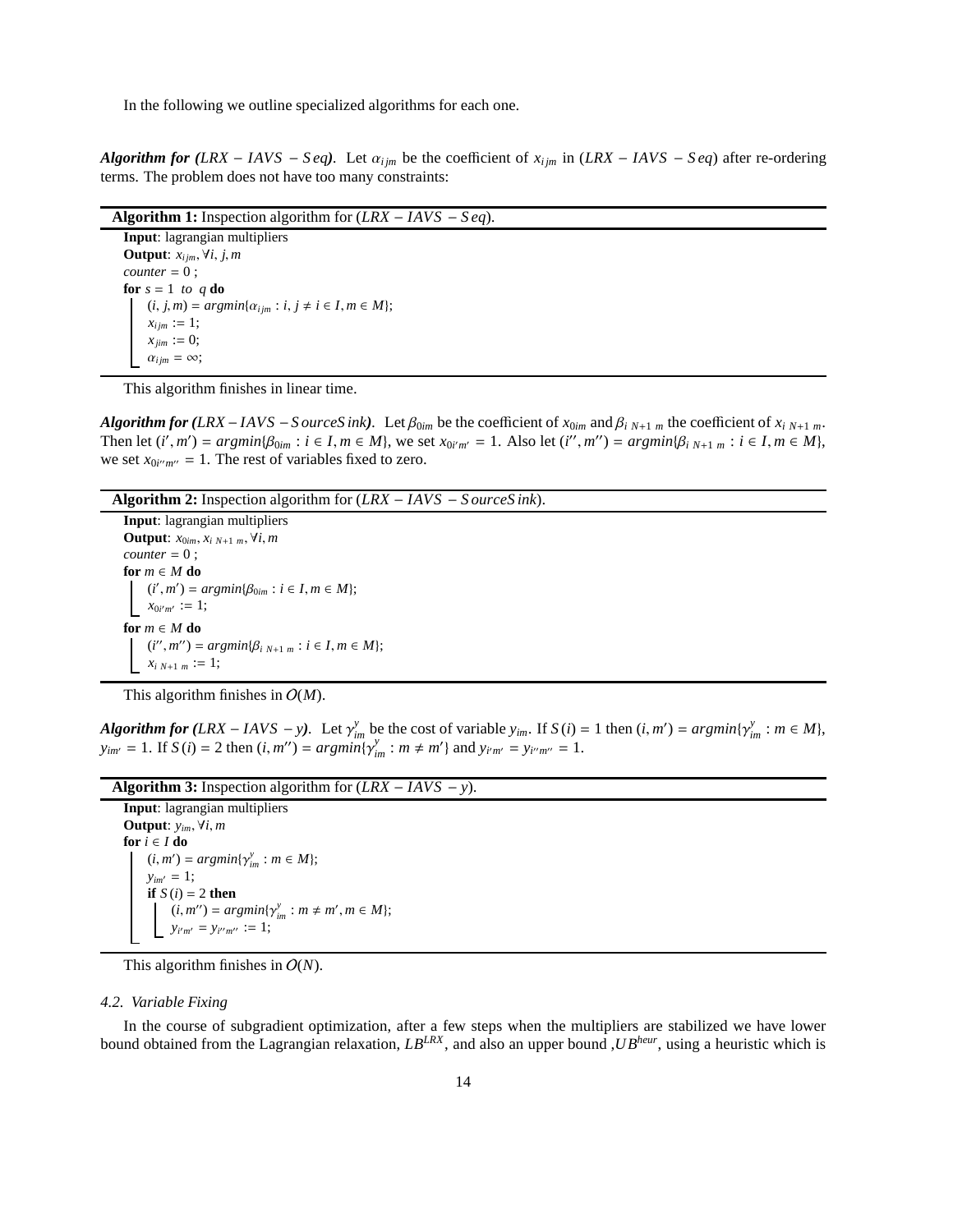In the following we outline specialized algorithms for each one.

***Algorithm for (LRX − IAVS − Seq).*** Let $\alpha_{ijm}$ be the coefficient of $x_{ijm}$ in $(LRX - IAVS - Seq)$ after re-ordering terms. The problem does not have too many constraints:

**Algorithm 1:** Inspection algorithm for $(LRX - IAVS - Seq)$.

```
Input: lagrangian multipliers
Output: x_ijm, ∀i, j, m
counter = 0 ;
for s = 1 to q do
    (i, j, m) = argmin{α_ijm : i, j ≠ i ∈ I, m ∈ M};
    x_ijm := 1;
    x_jim := 0;
    α_ijm = ∞;
```

This algorithm finishes in linear time.

***Algorithm for (LRX − IAVS − SourceSink).*** Let $\beta_{0im}$ be the coefficient of $x_{0im}$ and $\beta_{i\ N+1\ m}$ the coefficient of $x_{i\ N+1\ m}$. Then let $(i', m') = argmin\{\beta_{0im} : i \in I, m \in M\}$, we set $x_{0i'm'} = 1$. Also let $(i'', m'') = argmin\{\beta_{i\ N+1\ m} : i \in I, m \in M\}$, we set $x_{0i''m''} = 1$. The rest of variables fixed to zero.

**Algorithm 2:** Inspection algorithm for $(LRX - IAVS - SourceSink)$.

```
Input: lagrangian multipliers
Output: x_0im, x_i N+1 m, ∀i, m
counter = 0 ;
for m ∈ M do
    (i', m') = argmin{β_0im : i ∈ I, m ∈ M};
    x_0i'm' := 1;
for m ∈ M do
    (i'', m'') = argmin{β_i N+1 m : i ∈ I, m ∈ M};
    x_i N+1 m := 1;
```

This algorithm finishes in $O(M)$.

***Algorithm for (LRX − IAVS − y).*** Let $\gamma^y_{im}$ be the cost of variable $y_{im}$. If $S(i) = 1$ then $(i, m') = argmin\{\gamma^y_{im} : m \in M\}$, $y_{im'} = 1$. If $S(i) = 2$ then $(i, m'') = argmin\{\gamma^y_{im} : m \neq m'\}$ and $y_{i'm'} = y_{i''m''} = 1$.

**Algorithm 3:** Inspection algorithm for $(LRX - IAVS - y)$.

```
Input: lagrangian multipliers
Output: y_im, ∀i, m
for i ∈ I do
    (i, m') = argmin{γ^y_im : m ∈ M};
    y_im' = 1;
    if S(i) = 2 then
        (i, m'') = argmin{γ^y_im : m ≠ m', m ∈ M};
        y_i'm' = y_i''m'' := 1;
```

This algorithm finishes in $O(N)$.

### 4.2. Variable Fixing

In the course of subgradient optimization, after a few steps when the multipliers are stabilized we have lower bound obtained from the Lagrangian relaxation, $LB^{LRX}$, and also an upper bound ,$UB^{heur}$, using a heuristic which is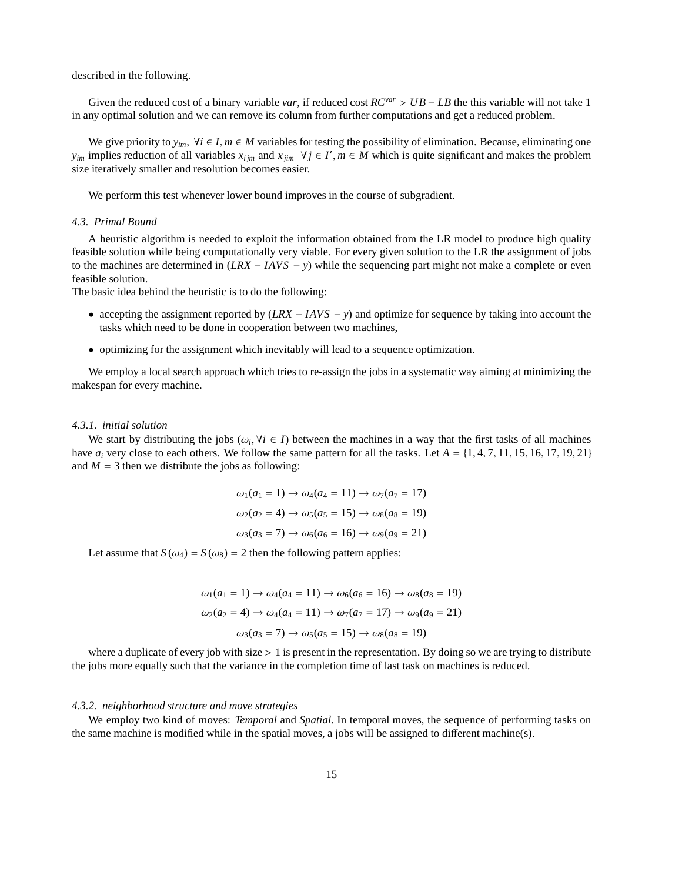described in the following.

Given the reduced cost of a binary variable *var*, if reduced cost $RC^{var} > UB - LB$ the this variable will not take 1 in any optimal solution and we can remove its column from further computations and get a reduced problem.

We give priority to $y_{im}, \ \forall i \in I, m \in M$ variables for testing the possibility of elimination. Because, eliminating one $y_{im}$ implies reduction of all variables $x_{ijm}$ and $x_{jim} \ \ \forall j \in I', m \in M$ which is quite significant and makes the problem size iteratively smaller and resolution becomes easier.

We perform this test whenever lower bound improves in the course of subgradient.

### 4.3. Primal Bound

A heuristic algorithm is needed to exploit the information obtained from the LR model to produce high quality feasible solution while being computationally very viable. For every given solution to the LR the assignment of jobs to the machines are determined in $(LRX - IAVS - y)$ while the sequencing part might not make a complete or even feasible solution.
The basic idea behind the heuristic is to do the following:

- accepting the assignment reported by $(LRX - IAVS - y)$ and optimize for sequence by taking into account the tasks which need to be done in cooperation between two machines,
- optimizing for the assignment which inevitably will lead to a sequence optimization.

We employ a local search approach which tries to re-assign the jobs in a systematic way aiming at minimizing the makespan for every machine.

#### 4.3.1. initial solution

We start by distributing the jobs $(\omega_i, \forall i \in I)$ between the machines in a way that the first tasks of all machines have $a_i$ very close to each others. We follow the same pattern for all the tasks. Let $A = \{1, 4, 7, 11, 15, 16, 17, 19, 21\}$ and $M = 3$ then we distribute the jobs as following:

$$\omega_1(a_1 = 1) \rightarrow \omega_4(a_4 = 11) \rightarrow \omega_7(a_7 = 17)$$
$$\omega_2(a_2 = 4) \rightarrow \omega_5(a_5 = 15) \rightarrow \omega_8(a_8 = 19)$$
$$\omega_3(a_3 = 7) \rightarrow \omega_6(a_6 = 16) \rightarrow \omega_9(a_9 = 21)$$

Let assume that $S(\omega_4) = S(\omega_8) = 2$ then the following pattern applies:

$$\omega_1(a_1 = 1) \rightarrow \omega_4(a_4 = 11) \rightarrow \omega_6(a_6 = 16) \rightarrow \omega_8(a_8 = 19)$$
$$\omega_2(a_2 = 4) \rightarrow \omega_4(a_4 = 11) \rightarrow \omega_7(a_7 = 17) \rightarrow \omega_9(a_9 = 21)$$
$$\omega_3(a_3 = 7) \rightarrow \omega_5(a_5 = 15) \rightarrow \omega_8(a_8 = 19)$$

where a duplicate of every job with size $> 1$ is present in the representation. By doing so we are trying to distribute the jobs more equally such that the variance in the completion time of last task on machines is reduced.

#### 4.3.2. neighborhood structure and move strategies

We employ two kind of moves: *Temporal* and *Spatial*. In temporal moves, the sequence of performing tasks on the same machine is modified while in the spatial moves, a jobs will be assigned to different machine(s).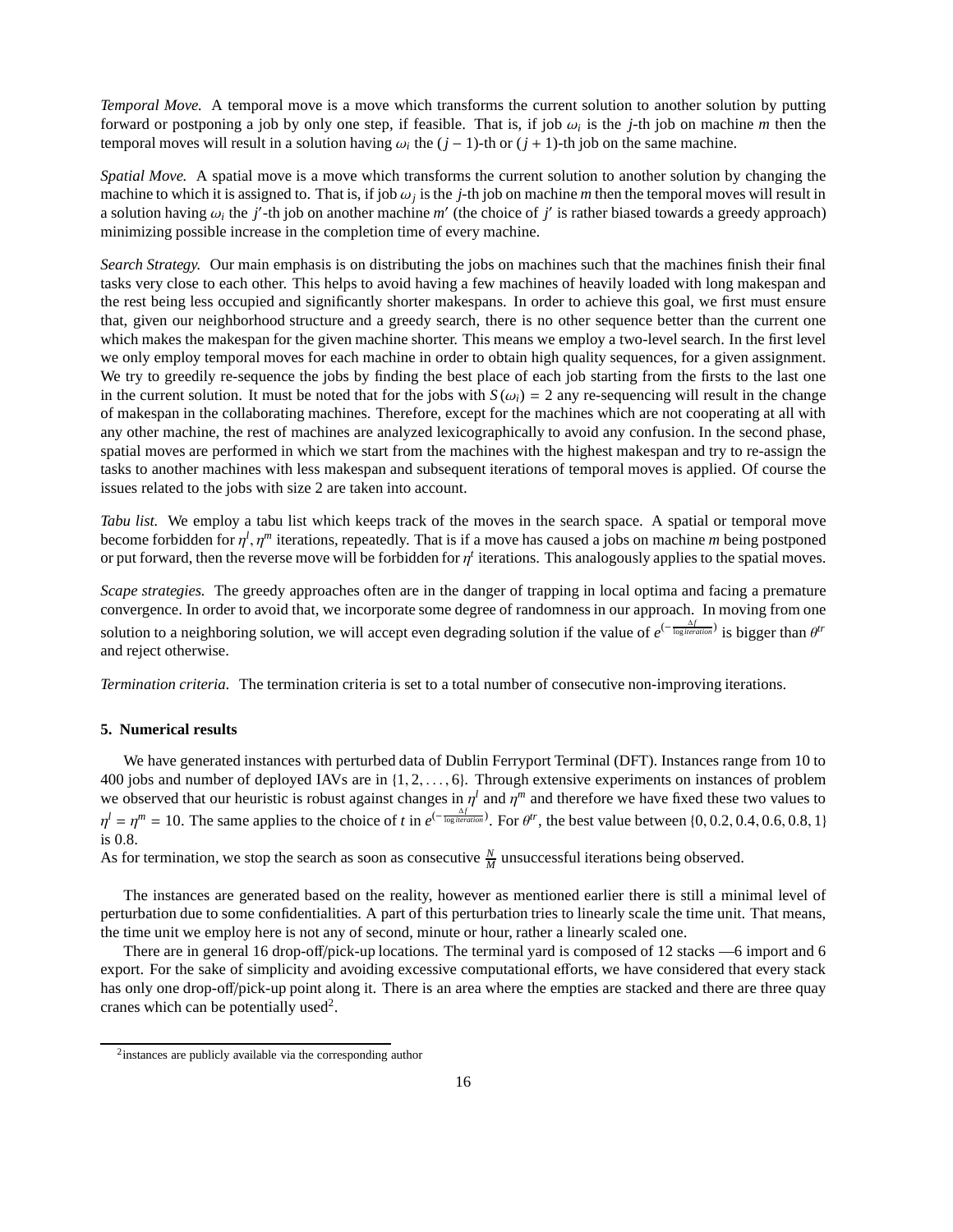*Temporal Move.* A temporal move is a move which transforms the current solution to another solution by putting forward or postponing a job by only one step, if feasible. That is, if job $\omega_i$ is the $j$-th job on machine $m$ then the temporal moves will result in a solution having $\omega_i$ the $(j-1)$-th or $(j+1)$-th job on the same machine.

*Spatial Move.* A spatial move is a move which transforms the current solution to another solution by changing the machine to which it is assigned to. That is, if job $\omega_j$ is the $j$-th job on machine $m$ then the temporal moves will result in a solution having $\omega_i$ the $j'$-th job on another machine $m'$ (the choice of $j'$ is rather biased towards a greedy approach) minimizing possible increase in the completion time of every machine.

*Search Strategy.* Our main emphasis is on distributing the jobs on machines such that the machines finish their final tasks very close to each other. This helps to avoid having a few machines of heavily loaded with long makespan and the rest being less occupied and significantly shorter makespans. In order to achieve this goal, we first must ensure that, given our neighborhood structure and a greedy search, there is no other sequence better than the current one which makes the makespan for the given machine shorter. This means we employ a two-level search. In the first level we only employ temporal moves for each machine in order to obtain high quality sequences, for a given assignment. We try to greedily re-sequence the jobs by finding the best place of each job starting from the firsts to the last one in the current solution. It must be noted that for the jobs with $S(\omega_i) = 2$ any re-sequencing will result in the change of makespan in the collaborating machines. Therefore, except for the machines which are not cooperating at all with any other machine, the rest of machines are analyzed lexicographically to avoid any confusion. In the second phase, spatial moves are performed in which we start from the machines with the highest makespan and try to re-assign the tasks to another machines with less makespan and subsequent iterations of temporal moves is applied. Of course the issues related to the jobs with size 2 are taken into account.

*Tabu list.* We employ a tabu list which keeps track of the moves in the search space. A spatial or temporal move become forbidden for $\eta^l, \eta^m$ iterations, repeatedly. That is if a move has caused a jobs on machine $m$ being postponed or put forward, then the reverse move will be forbidden for $\eta^t$ iterations. This analogously applies to the spatial moves.

*Scape strategies.* The greedy approaches often are in the danger of trapping in local optima and facing a premature convergence. In order to avoid that, we incorporate some degree of randomness in our approach. In moving from one solution to a neighboring solution, we will accept even degrading solution if the value of $e^{(-\frac{\Delta f}{\log iteration})}$ is bigger than $\theta^{tr}$ and reject otherwise.

*Termination criteria.* The termination criteria is set to a total number of consecutive non-improving iterations.

### 5. Numerical results

We have generated instances with perturbed data of Dublin Ferryport Terminal (DFT). Instances range from 10 to 400 jobs and number of deployed IAVs are in $\{1, 2, \ldots, 6\}$. Through extensive experiments on instances of problem we observed that our heuristic is robust against changes in $\eta^l$ and $\eta^m$ and therefore we have fixed these two values to $\eta^l = \eta^m = 10$. The same applies to the choice of $t$ in $e^{(-\frac{\Delta f}{\log iteration})}$. For $\theta^{tr}$, the best value between $\{0, 0.2, 0.4, 0.6, 0.8, 1\}$ is 0.8.
As for termination, we stop the search as soon as consecutive $\frac{N}{M}$ unsuccessful iterations being observed.

The instances are generated based on the reality, however as mentioned earlier there is still a minimal level of perturbation due to some confidentialities. A part of this perturbation tries to linearly scale the time unit. That means, the time unit we employ here is not any of second, minute or hour, rather a linearly scaled one.

There are in general 16 drop-off/pick-up locations. The terminal yard is composed of 12 stacks —6 import and 6 export. For the sake of simplicity and avoiding excessive computational efforts, we have considered that every stack has only one drop-off/pick-up point along it. There is an area where the empties are stacked and there are three quay cranes which can be potentially used[2].

[2] instances are publicly available via the corresponding author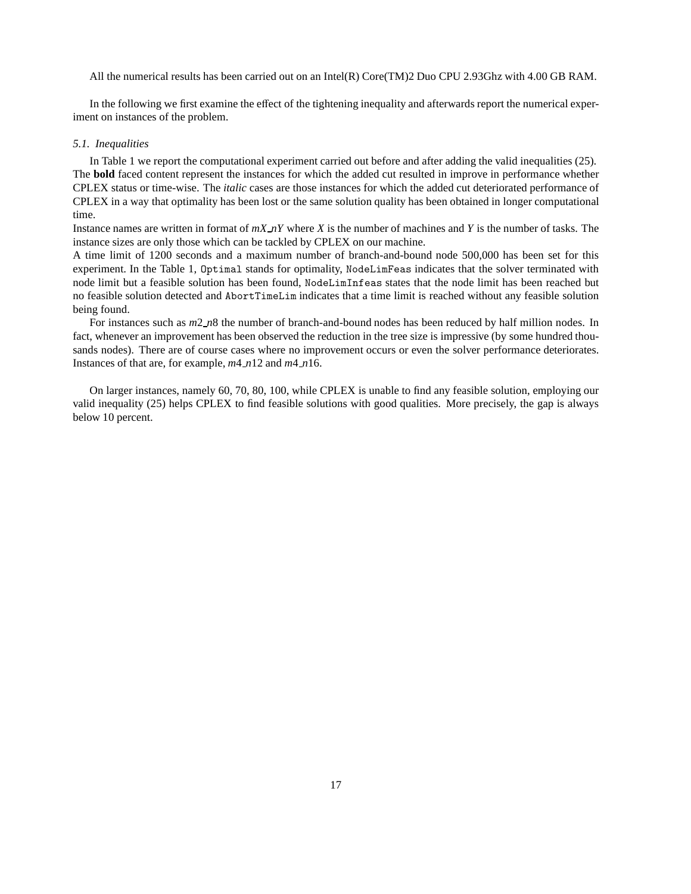All the numerical results has been carried out on an Intel(R) Core(TM)2 Duo CPU 2.93Ghz with 4.00 GB RAM.

In the following we first examine the effect of the tightening inequality and afterwards report the numerical experiment on instances of the problem.

### *5.1. Inequalities*

In Table 1 we report the computational experiment carried out before and after adding the valid inequalities (25). The **bold** faced content represent the instances for which the added cut resulted in improve in performance whether CPLEX status or time-wise. The *italic* cases are those instances for which the added cut deteriorated performance of CPLEX in a way that optimality has been lost or the same solution quality has been obtained in longer computational time.
Instance names are written in format of *mX_nY* where *X* is the number of machines and *Y* is the number of tasks. The instance sizes are only those which can be tackled by CPLEX on our machine.
A time limit of 1200 seconds and a maximum number of branch-and-bound node 500,000 has been set for this experiment. In the Table 1, `Optimal` stands for optimality, `NodeLimFeas` indicates that the solver terminated with node limit but a feasible solution has been found, `NodeLimInfeas` states that the node limit has been reached but no feasible solution detected and `AbortTimeLim` indicates that a time limit is reached without any feasible solution being found.

For instances such as *m*2_*n*8 the number of branch-and-bound nodes has been reduced by half million nodes. In fact, whenever an improvement has been observed the reduction in the tree size is impressive (by some hundred thousands nodes). There are of course cases where no improvement occurs or even the solver performance deteriorates. Instances of that are, for example, *m*4_*n*12 and *m*4_*n*16.

On larger instances, namely 60, 70, 80, 100, while CPLEX is unable to find any feasible solution, employing our valid inequality (25) helps CPLEX to find feasible solutions with good qualities. More precisely, the gap is always below 10 percent.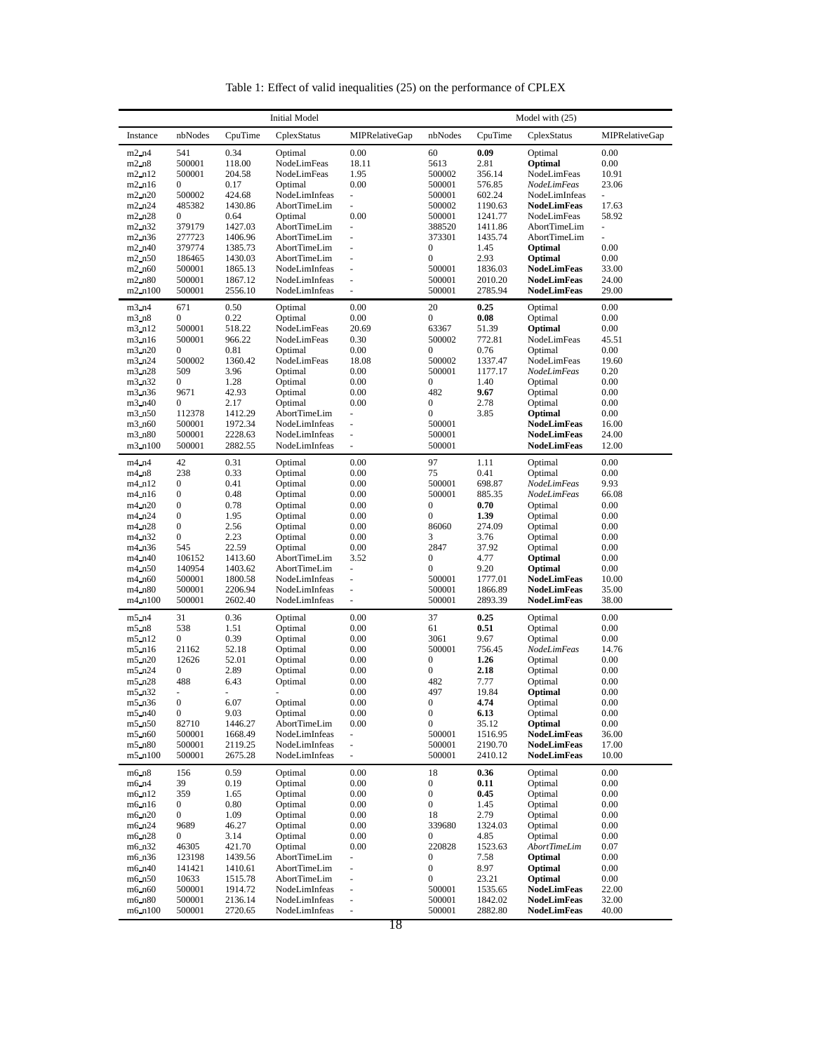Table 1: Effect of valid inequalities (25) on the performance of CPLEX

| | Initial Model | | | | Model with (25) | | | |
|---|---|---|---|---|---|---|---|---|
| Instance | nbNodes | CpuTime | CplexStatus | MIPRelativeGap | nbNodes | CpuTime | CplexStatus | MIPRelativeGap |
| m2_n4 | 541 | 0.34 | Optimal | 0.00 | 60 | **0.09** | Optimal | 0.00 |
| m2_n8 | 500001 | 118.00 | NodeLimFeas | 18.11 | 5613 | 2.81 | **Optimal** | 0.00 |
| m2_n12 | 500001 | 204.58 | NodeLimFeas | 1.95 | 500002 | 356.14 | NodeLimFeas | 10.91 |
| m2_n16 | 0 | 0.17 | Optimal | 0.00 | 500001 | 576.85 | *NodeLimFeas* | 23.06 |
| m2_n20 | 500002 | 424.68 | NodeLimInfeas | - | 500001 | 602.24 | NodeLimInfeas | - |
| m2_n24 | 485382 | 1430.86 | AbortTimeLim | - | 500002 | 1190.63 | **NodeLimFeas** | 17.63 |
| m2_n28 | 0 | 0.64 | Optimal | 0.00 | 500001 | 1241.77 | NodeLimFeas | 58.92 |
| m2_n32 | 379179 | 1427.03 | AbortTimeLim | - | 388520 | 1411.86 | AbortTimeLim | - |
| m2_n36 | 277723 | 1406.96 | AbortTimeLim | - | 373301 | 1435.74 | AbortTimeLim | - |
| m2_n40 | 379774 | 1385.73 | AbortTimeLim | - | 0 | 1.45 | **Optimal** | 0.00 |
| m2_n50 | 186465 | 1430.03 | AbortTimeLim | - | 0 | 2.93 | **Optimal** | 0.00 |
| m2_n60 | 500001 | 1865.13 | NodeLimInfeas | - | 500001 | 1836.03 | **NodeLimFeas** | 33.00 |
| m2_n80 | 500001 | 1867.12 | NodeLimInfeas | - | 500001 | 2010.20 | **NodeLimFeas** | 24.00 |
| m2_n100 | 500001 | 2556.10 | NodeLimInfeas | - | 500001 | 2785.94 | **NodeLimFeas** | 29.00 |
| m3_n4 | 671 | 0.50 | Optimal | 0.00 | 20 | **0.25** | Optimal | 0.00 |
| m3_n8 | 0 | 0.22 | Optimal | 0.00 | 0 | **0.08** | Optimal | 0.00 |
| m3_n12 | 500001 | 518.22 | NodeLimFeas | 20.69 | 63367 | 51.39 | **Optimal** | 0.00 |
| m3_n16 | 500001 | 966.22 | NodeLimFeas | 0.30 | 500002 | 772.81 | NodeLimFeas | 45.51 |
| m3_n20 | 0 | 0.81 | Optimal | 0.00 | 0 | 0.76 | Optimal | 0.00 |
| m3_n24 | 500002 | 1360.42 | NodeLimFeas | 18.08 | 500002 | 1337.47 | NodeLimFeas | 19.60 |
| m3_n28 | 509 | 3.96 | Optimal | 0.00 | 500001 | 1177.17 | *NodeLimFeas* | 0.20 |
| m3_n32 | 0 | 1.28 | Optimal | 0.00 | 0 | 1.40 | Optimal | 0.00 |
| m3_n36 | 9671 | 42.93 | Optimal | 0.00 | 482 | **9.67** | Optimal | 0.00 |
| m3_n40 | 0 | 2.17 | Optimal | 0.00 | 0 | 2.78 | Optimal | 0.00 |
| m3_n50 | 112378 | 1412.29 | AbortTimeLim | - | 0 | 3.85 | **Optimal** | 0.00 |
| m3_n60 | 500001 | 1972.34 | NodeLimInfeas | - | 500001 | | **NodeLimFeas** | 16.00 |
| m3_n80 | 500001 | 2228.63 | NodeLimInfeas | - | 500001 | | **NodeLimFeas** | 24.00 |
| m3_n100 | 500001 | 2882.55 | NodeLimInfeas | - | 500001 | | **NodeLimFeas** | 12.00 |
| m4_n4 | 42 | 0.31 | Optimal | 0.00 | 97 | 1.11 | Optimal | 0.00 |
| m4_n8 | 238 | 0.33 | Optimal | 0.00 | 75 | 0.41 | Optimal | 0.00 |
| m4_n12 | 0 | 0.41 | Optimal | 0.00 | 500001 | 698.87 | *NodeLimFeas* | 9.93 |
| m4_n16 | 0 | 0.48 | Optimal | 0.00 | 500001 | 885.35 | *NodeLimFeas* | 66.08 |
| m4_n20 | 0 | 0.78 | Optimal | 0.00 | 0 | **0.70** | Optimal | 0.00 |
| m4_n24 | 0 | 1.95 | Optimal | 0.00 | 0 | **1.39** | Optimal | 0.00 |
| m4_n28 | 0 | 2.56 | Optimal | 0.00 | 86060 | 274.09 | Optimal | 0.00 |
| m4_n32 | 0 | 2.23 | Optimal | 0.00 | 3 | 3.76 | Optimal | 0.00 |
| m4_n36 | 545 | 22.59 | Optimal | 0.00 | 2847 | 37.92 | Optimal | 0.00 |
| m4_n40 | 106152 | 1413.60 | AbortTimeLim | 3.52 | 0 | 4.77 | **Optimal** | 0.00 |
| m4_n50 | 140954 | 1403.62 | AbortTimeLim | - | 0 | 9.20 | **Optimal** | 0.00 |
| m4_n60 | 500001 | 1800.58 | NodeLimInfeas | - | 500001 | 1777.01 | **NodeLimFeas** | 10.00 |
| m4_n80 | 500001 | 2206.94 | NodeLimInfeas | - | 500001 | 1866.89 | **NodeLimFeas** | 35.00 |
| m4_n100 | 500001 | 2602.40 | NodeLimInfeas | - | 500001 | 2893.39 | **NodeLimFeas** | 38.00 |
| m5_n4 | 31 | 0.36 | Optimal | 0.00 | 37 | **0.25** | Optimal | 0.00 |
| m5_n8 | 538 | 1.51 | Optimal | 0.00 | 61 | **0.51** | Optimal | 0.00 |
| m5_n12 | 0 | 0.39 | Optimal | 0.00 | 3061 | 9.67 | Optimal | 0.00 |
| m5_n16 | 21162 | 52.18 | Optimal | 0.00 | 500001 | 756.45 | *NodeLimFeas* | 14.76 |
| m5_n20 | 12626 | 52.01 | Optimal | 0.00 | 0 | **1.26** | Optimal | 0.00 |
| m5_n24 | 0 | 2.89 | Optimal | 0.00 | 0 | **2.18** | Optimal | 0.00 |
| m5_n28 | 488 | 6.43 | Optimal | 0.00 | 482 | 7.77 | Optimal | 0.00 |
| m5_n32 | - | - | - | 0.00 | 497 | 19.84 | **Optimal** | 0.00 |
| m5_n36 | 0 | 6.07 | Optimal | 0.00 | 0 | **4.74** | Optimal | 0.00 |
| m5_n40 | 0 | 9.03 | Optimal | 0.00 | 0 | **6.13** | Optimal | 0.00 |
| m5_n50 | 82710 | 1446.27 | AbortTimeLim | 0.00 | 0 | 35.12 | **Optimal** | 0.00 |
| m5_n60 | 500001 | 1668.49 | NodeLimInfeas | - | 500001 | 1516.95 | **NodeLimFeas** | 36.00 |
| m5_n80 | 500001 | 2119.25 | NodeLimInfeas | - | 500001 | 2190.70 | **NodeLimFeas** | 17.00 |
| m5_n100 | 500001 | 2675.28 | NodeLimInfeas | - | 500001 | 2410.12 | **NodeLimFeas** | 10.00 |
| m6_n8 | 156 | 0.59 | Optimal | 0.00 | 18 | **0.36** | Optimal | 0.00 |
| m6_n4 | 39 | 0.19 | Optimal | 0.00 | 0 | **0.11** | Optimal | 0.00 |
| m6_n12 | 359 | 1.65 | Optimal | 0.00 | 0 | **0.45** | Optimal | 0.00 |
| m6_n16 | 0 | 0.80 | Optimal | 0.00 | 0 | 1.45 | Optimal | 0.00 |
| m6_n20 | 0 | 1.09 | Optimal | 0.00 | 18 | 2.79 | Optimal | 0.00 |
| m6_n24 | 9689 | 46.27 | Optimal | 0.00 | 339680 | 1324.03 | Optimal | 0.00 |
| m6_n28 | 0 | 3.14 | Optimal | 0.00 | 0 | 4.85 | Optimal | 0.00 |
| m6_n32 | 46305 | 421.70 | Optimal | 0.00 | 220828 | 1523.63 | *AbortTimeLim* | 0.07 |
| m6_n36 | 123198 | 1439.56 | AbortTimeLim | - | 0 | 7.58 | **Optimal** | 0.00 |
| m6_n40 | 141421 | 1410.61 | AbortTimeLim | - | 0 | 8.97 | **Optimal** | 0.00 |
| m6_n50 | 10633 | 1515.78 | AbortTimeLim | - | 0 | 23.21 | **Optimal** | 0.00 |
| m6_n60 | 500001 | 1914.72 | NodeLimInfeas | - | 500001 | 1535.65 | **NodeLimFeas** | 22.00 |
| m6_n80 | 500001 | 2136.14 | NodeLimInfeas | - | 500001 | 1842.02 | **NodeLimFeas** | 32.00 |
| m6_n100 | 500001 | 2720.65 | NodeLimInfeas | - | 500001 | 2882.80 | **NodeLimFeas** | 40.00 |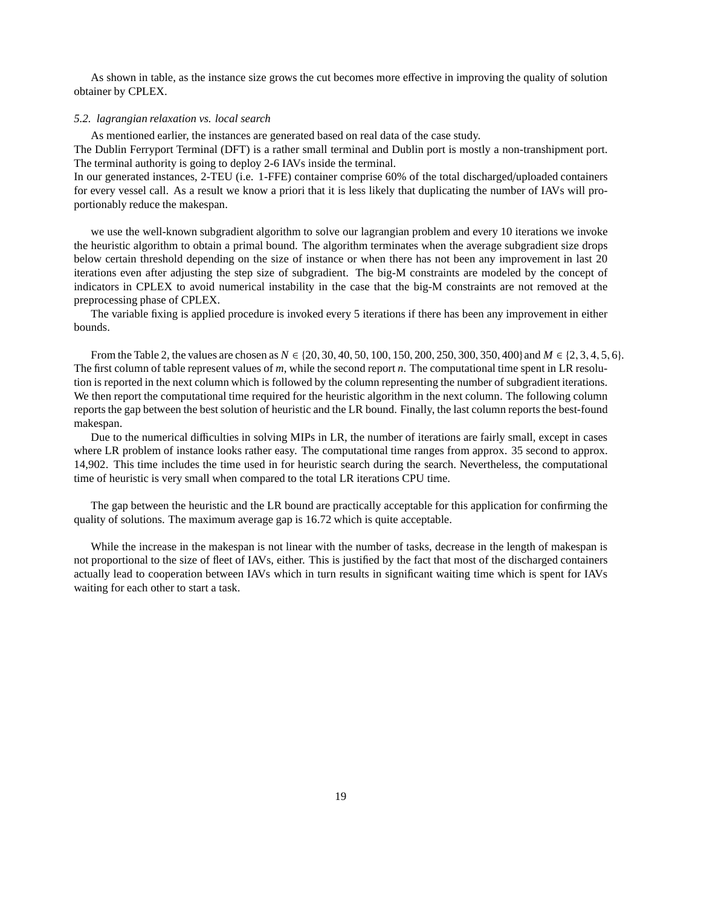As shown in table, as the instance size grows the cut becomes more effective in improving the quality of solution obtainer by CPLEX.

### *5.2. lagrangian relaxation vs. local search*

As mentioned earlier, the instances are generated based on real data of the case study.
The Dublin Ferryport Terminal (DFT) is a rather small terminal and Dublin port is mostly a non-transhipment port. The terminal authority is going to deploy 2-6 IAVs inside the terminal.
In our generated instances, 2-TEU (i.e. 1-FFE) container comprise 60% of the total discharged/uploaded containers for every vessel call. As a result we know a priori that it is less likely that duplicating the number of IAVs will proportionably reduce the makespan.

we use the well-known subgradient algorithm to solve our lagrangian problem and every 10 iterations we invoke the heuristic algorithm to obtain a primal bound. The algorithm terminates when the average subgradient size drops below certain threshold depending on the size of instance or when there has not been any improvement in last 20 iterations even after adjusting the step size of subgradient. The big-M constraints are modeled by the concept of indicators in CPLEX to avoid numerical instability in the case that the big-M constraints are not removed at the preprocessing phase of CPLEX.

The variable fixing is applied procedure is invoked every 5 iterations if there has been any improvement in either bounds.

From the Table 2, the values are chosen as $N \in \{20, 30, 40, 50, 100, 150, 200, 250, 300, 350, 400\}$ and $M \in \{2, 3, 4, 5, 6\}$. The first column of table represent values of $m$, while the second report $n$. The computational time spent in LR resolution is reported in the next column which is followed by the column representing the number of subgradient iterations. We then report the computational time required for the heuristic algorithm in the next column. The following column reports the gap between the best solution of heuristic and the LR bound. Finally, the last column reports the best-found makespan.

Due to the numerical difficulties in solving MIPs in LR, the number of iterations are fairly small, except in cases where LR problem of instance looks rather easy. The computational time ranges from approx. 35 second to approx. 14,902. This time includes the time used in for heuristic search during the search. Nevertheless, the computational time of heuristic is very small when compared to the total LR iterations CPU time.

The gap between the heuristic and the LR bound are practically acceptable for this application for confirming the quality of solutions. The maximum average gap is 16.72 which is quite acceptable.

While the increase in the makespan is not linear with the number of tasks, decrease in the length of makespan is not proportional to the size of fleet of IAVs, either. This is justified by the fact that most of the discharged containers actually lead to cooperation between IAVs which in turn results in significant waiting time which is spent for IAVs waiting for each other to start a task.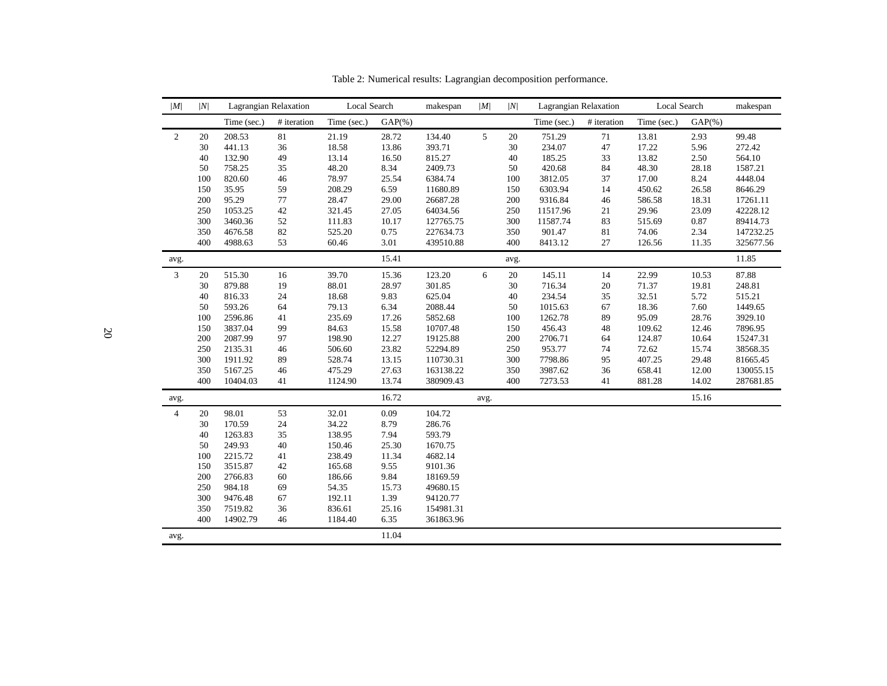Table 2: Numerical results: Lagrangian decomposition performance.

| $\|M\|$ | $\|N\|$ | Lagrangian Relaxation | | Local Search | | makespan | $\|M\|$ | $\|N\|$ | Lagrangian Relaxation | | Local Search | | makespan |
|---|---|---|---|---|---|---|---|---|---|---|---|---|---|
| | | Time (sec.) | # iteration | Time (sec.) | GAP(%) | | | | Time (sec.) | # iteration | Time (sec.) | GAP(%) | |
| 2 | 20 | 208.53 | 81 | 21.19 | 28.72 | 134.40 | 5 | 20 | 751.29 | 71 | 13.81 | 2.93 | 99.48 |
| | 30 | 441.13 | 36 | 18.58 | 13.86 | 393.71 | | 30 | 234.07 | 47 | 17.22 | 5.96 | 272.42 |
| | 40 | 132.90 | 49 | 13.14 | 16.50 | 815.27 | | 40 | 185.25 | 33 | 13.82 | 2.50 | 564.10 |
| | 50 | 758.25 | 35 | 48.20 | 8.34 | 2409.73 | | 50 | 420.68 | 84 | 48.30 | 28.18 | 1587.21 |
| | 100 | 820.60 | 46 | 78.97 | 25.54 | 6384.74 | | 100 | 3812.05 | 37 | 17.00 | 8.24 | 4448.04 |
| | 150 | 35.95 | 59 | 208.29 | 6.59 | 11680.89 | | 150 | 6303.94 | 14 | 450.62 | 26.58 | 8646.29 |
| | 200 | 95.29 | 77 | 28.47 | 29.00 | 26687.28 | | 200 | 9316.84 | 46 | 586.58 | 18.31 | 17261.11 |
| | 250 | 1053.25 | 42 | 321.45 | 27.05 | 64034.56 | | 250 | 11517.96 | 21 | 29.96 | 23.09 | 42228.12 |
| | 300 | 3460.36 | 52 | 111.83 | 10.17 | 127765.75 | | 300 | 11587.74 | 83 | 515.69 | 0.87 | 89414.73 |
| | 350 | 4676.58 | 82 | 525.20 | 0.75 | 227634.73 | | 350 | 901.47 | 81 | 74.06 | 2.34 | 147232.25 |
| | 400 | 4988.63 | 53 | 60.46 | 3.01 | 439510.88 | | 400 | 8413.12 | 27 | 126.56 | 11.35 | 325677.56 |
| avg. | | | | | 15.41 | | avg. | | | | | | 11.85 |
| 3 | 20 | 515.30 | 16 | 39.70 | 15.36 | 123.20 | 6 | 20 | 145.11 | 14 | 22.99 | 10.53 | 87.88 |
| | 30 | 879.88 | 19 | 88.01 | 28.97 | 301.85 | | 30 | 716.34 | 20 | 71.37 | 19.81 | 248.81 |
| | 40 | 816.33 | 24 | 18.68 | 9.83 | 625.04 | | 40 | 234.54 | 35 | 32.51 | 5.72 | 515.21 |
| | 50 | 593.26 | 64 | 79.13 | 6.34 | 2088.44 | | 50 | 1015.63 | 67 | 18.36 | 7.60 | 1449.65 |
| | 100 | 2596.86 | 41 | 235.69 | 17.26 | 5852.68 | | 100 | 1262.78 | 89 | 95.09 | 28.76 | 3929.10 |
| | 150 | 3837.04 | 99 | 84.63 | 15.58 | 10707.48 | | 150 | 456.43 | 48 | 109.62 | 12.46 | 7896.95 |
| | 200 | 2087.99 | 97 | 198.90 | 12.27 | 19125.88 | | 200 | 2706.71 | 64 | 124.87 | 10.64 | 15247.31 |
| | 250 | 2135.31 | 46 | 506.60 | 23.82 | 52294.89 | | 250 | 953.77 | 74 | 72.62 | 15.74 | 38568.35 |
| | 300 | 1911.92 | 89 | 528.74 | 13.15 | 110730.31 | | 300 | 7798.86 | 95 | 407.25 | 29.48 | 81665.45 |
| | 350 | 5167.25 | 46 | 475.29 | 27.63 | 163138.22 | | 350 | 3987.62 | 36 | 658.41 | 12.00 | 130055.15 |
| | 400 | 10404.03 | 41 | 1124.90 | 13.74 | 380909.43 | | 400 | 7273.53 | 41 | 881.28 | 14.02 | 287681.85 |
| avg. | | | | | 16.72 | | avg. | | | | | 15.16 | |
| 4 | 20 | 98.01 | 53 | 32.01 | 0.09 | 104.72 | | | | | | | |
| | 30 | 170.59 | 24 | 34.22 | 8.79 | 286.76 | | | | | | | |
| | 40 | 1263.83 | 35 | 138.95 | 7.94 | 593.79 | | | | | | | |
| | 50 | 249.93 | 40 | 150.46 | 25.30 | 1670.75 | | | | | | | |
| | 100 | 2215.72 | 41 | 238.49 | 11.34 | 4682.14 | | | | | | | |
| | 150 | 3515.87 | 42 | 165.68 | 9.55 | 9101.36 | | | | | | | |
| | 200 | 2766.83 | 60 | 186.66 | 9.84 | 18169.59 | | | | | | | |
| | 250 | 984.18 | 69 | 54.35 | 15.73 | 49680.15 | | | | | | | |
| | 300 | 9476.48 | 67 | 192.11 | 1.39 | 94120.77 | | | | | | | |
| | 350 | 7519.82 | 36 | 836.61 | 25.16 | 154981.31 | | | | | | | |
| | 400 | 14902.79 | 46 | 1184.40 | 6.35 | 361863.96 | | | | | | | |
| avg. | | | | | 11.04 | | | | | | | | |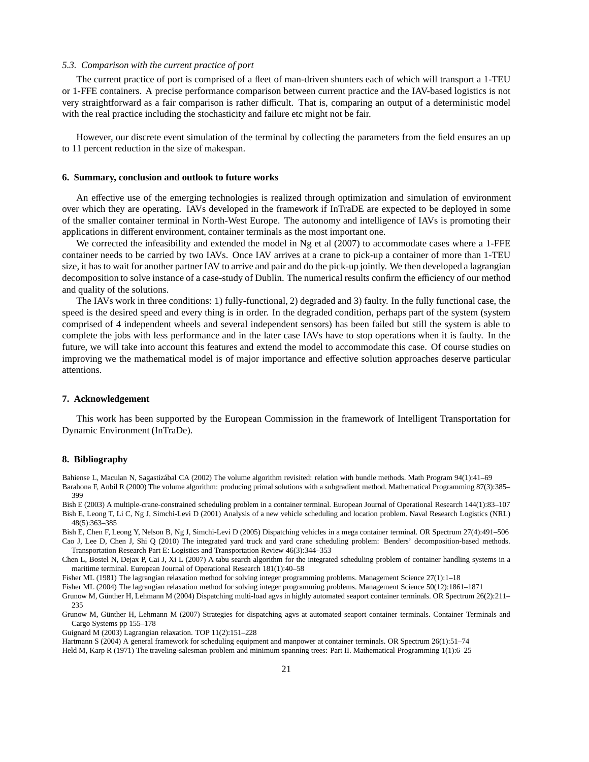### 5.3. Comparison with the current practice of port

The current practice of port is comprised of a fleet of man-driven shunters each of which will transport a 1-TEU or 1-FFE containers. A precise performance comparison between current practice and the IAV-based logistics is not very straightforward as a fair comparison is rather difficult. That is, comparing an output of a deterministic model with the real practice including the stochasticity and failure etc might not be fair.

However, our discrete event simulation of the terminal by collecting the parameters from the field ensures an up to 11 percent reduction in the size of makespan.

## 6. Summary, conclusion and outlook to future works

An effective use of the emerging technologies is realized through optimization and simulation of environment over which they are operating. IAVs developed in the framework if InTraDE are expected to be deployed in some of the smaller container terminal in North-West Europe. The autonomy and intelligence of IAVs is promoting their applications in different environment, container terminals as the most important one.

We corrected the infeasibility and extended the model in Ng et al (2007) to accommodate cases where a 1-FFE container needs to be carried by two IAVs. Once IAV arrives at a crane to pick-up a container of more than 1-TEU size, it has to wait for another partner IAV to arrive and pair and do the pick-up jointly. We then developed a lagrangian decomposition to solve instance of a case-study of Dublin. The numerical results confirm the efficiency of our method and quality of the solutions.

The IAVs work in three conditions: 1) fully-functional, 2) degraded and 3) faulty. In the fully functional case, the speed is the desired speed and every thing is in order. In the degraded condition, perhaps part of the system (system comprised of 4 independent wheels and several independent sensors) has been failed but still the system is able to complete the jobs with less performance and in the later case IAVs have to stop operations when it is faulty. In the future, we will take into account this features and extend the model to accommodate this case. Of course studies on improving we the mathematical model is of major importance and effective solution approaches deserve particular attentions.

## 7. Acknowledgement

This work has been supported by the European Commission in the framework of Intelligent Transportation for Dynamic Environment (InTraDe).

## 8. Bibliography

Bahiense L, Maculan N, Sagastizábal CA (2002) The volume algorithm revisited: relation with bundle methods. Math Program 94(1):41–69

Barahona F, Anbil R (2000) The volume algorithm: producing primal solutions with a subgradient method. Mathematical Programming 87(3):385–399

Bish E (2003) A multiple-crane-constrained scheduling problem in a container terminal. European Journal of Operational Research 144(1):83–107

Bish E, Leong T, Li C, Ng J, Simchi-Levi D (2001) Analysis of a new vehicle scheduling and location problem. Naval Research Logistics (NRL) 48(5):363–385

Bish E, Chen F, Leong Y, Nelson B, Ng J, Simchi-Levi D (2005) Dispatching vehicles in a mega container terminal. OR Spectrum 27(4):491–506

Cao J, Lee D, Chen J, Shi Q (2010) The integrated yard truck and yard crane scheduling problem: Benders' decomposition-based methods. Transportation Research Part E: Logistics and Transportation Review 46(3):344–353

Chen L, Bostel N, Dejax P, Cai J, Xi L (2007) A tabu search algorithm for the integrated scheduling problem of container handling systems in a maritime terminal. European Journal of Operational Research 181(1):40–58

Fisher ML (1981) The lagrangian relaxation method for solving integer programming problems. Management Science 27(1):1–18

Fisher ML (2004) The lagrangian relaxation method for solving integer programming problems. Management Science 50(12):1861–1871

Grunow M, Günther H, Lehmann M (2004) Dispatching multi-load agvs in highly automated seaport container terminals. OR Spectrum 26(2):211–235

Grunow M, Günther H, Lehmann M (2007) Strategies for dispatching agvs at automated seaport container terminals. Container Terminals and Cargo Systems pp 155–178

Guignard M (2003) Lagrangian relaxation. TOP 11(2):151–228

Hartmann S (2004) A general framework for scheduling equipment and manpower at container terminals. OR Spectrum 26(1):51–74

Held M, Karp R (1971) The traveling-salesman problem and minimum spanning trees: Part II. Mathematical Programming 1(1):6–25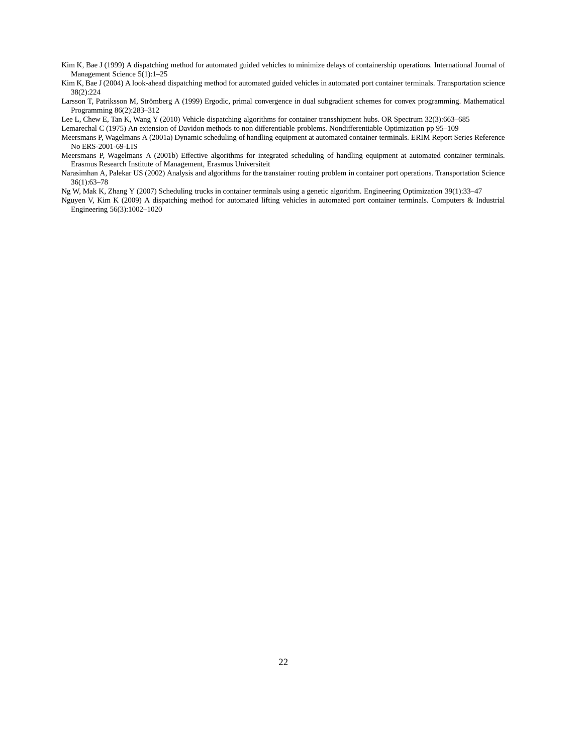Kim K, Bae J (1999) A dispatching method for automated guided vehicles to minimize delays of containership operations. International Journal of Management Science 5(1):1–25

Kim K, Bae J (2004) A look-ahead dispatching method for automated guided vehicles in automated port container terminals. Transportation science 38(2):224

Larsson T, Patriksson M, Strömberg A (1999) Ergodic, primal convergence in dual subgradient schemes for convex programming. Mathematical Programming 86(2):283–312

Lee L, Chew E, Tan K, Wang Y (2010) Vehicle dispatching algorithms for container transshipment hubs. OR Spectrum 32(3):663–685

Lemarechal C (1975) An extension of Davidon methods to non differentiable problems. Nondifferentiable Optimization pp 95–109

Meersmans P, Wagelmans A (2001a) Dynamic scheduling of handling equipment at automated container terminals. ERIM Report Series Reference No ERS-2001-69-LIS

Meersmans P, Wagelmans A (2001b) Effective algorithms for integrated scheduling of handling equipment at automated container terminals. Erasmus Research Institute of Management, Erasmus Universiteit

Narasimhan A, Palekar US (2002) Analysis and algorithms for the transtainer routing problem in container port operations. Transportation Science 36(1):63–78

Ng W, Mak K, Zhang Y (2007) Scheduling trucks in container terminals using a genetic algorithm. Engineering Optimization 39(1):33–47

Nguyen V, Kim K (2009) A dispatching method for automated lifting vehicles in automated port container terminals. Computers & Industrial Engineering 56(3):1002–1020